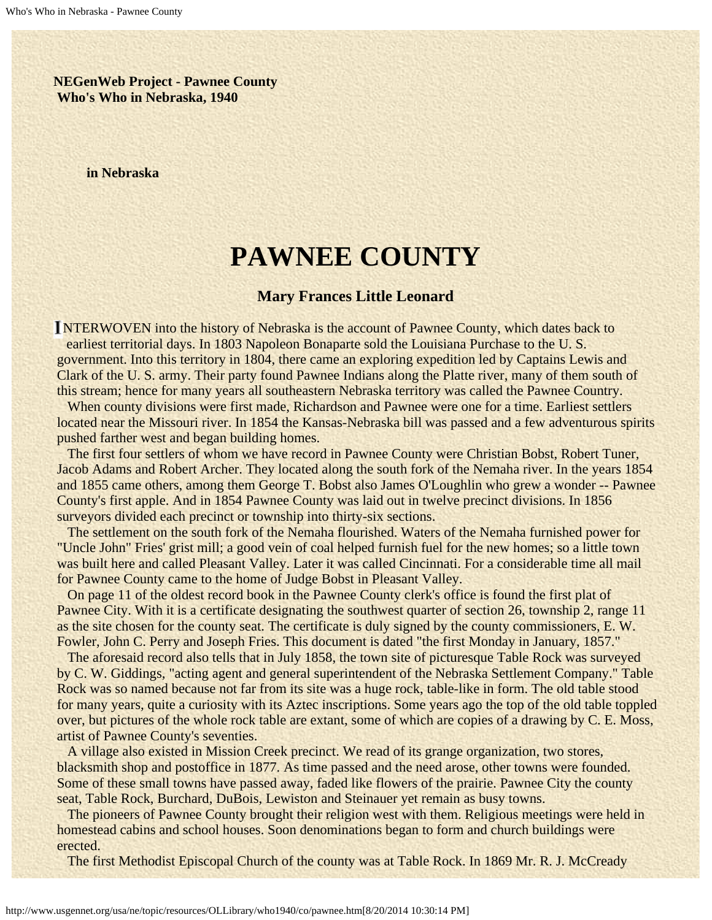**NEGenWeb Project - Pawnee County**
**Who's Who in Nebraska, 1940**

**in Nebraska**

# PAWNEE COUNTY

### Mary Frances Little Leonard

INTERWOVEN into the history of Nebraska is the account of Pawnee County, which dates back to earliest territorial days. In 1803 Napoleon Bonaparte sold the Louisiana Purchase to the U. S. government. Into this territory in 1804, there came an exploring expedition led by Captains Lewis and Clark of the U. S. army. Their party found Pawnee Indians along the Platte river, many of them south of this stream; hence for many years all southeastern Nebraska territory was called the Pawnee Country.

When county divisions were first made, Richardson and Pawnee were one for a time. Earliest settlers located near the Missouri river. In 1854 the Kansas-Nebraska bill was passed and a few adventurous spirits pushed farther west and began building homes.

The first four settlers of whom we have record in Pawnee County were Christian Bobst, Robert Tuner, Jacob Adams and Robert Archer. They located along the south fork of the Nemaha river. In the years 1854 and 1855 came others, among them George T. Bobst also James O'Loughlin who grew a wonder -- Pawnee County's first apple. And in 1854 Pawnee County was laid out in twelve precinct divisions. In 1856 surveyors divided each precinct or township into thirty-six sections.

The settlement on the south fork of the Nemaha flourished. Waters of the Nemaha furnished power for "Uncle John" Fries' grist mill; a good vein of coal helped furnish fuel for the new homes; so a little town was built here and called Pleasant Valley. Later it was called Cincinnati. For a considerable time all mail for Pawnee County came to the home of Judge Bobst in Pleasant Valley.

On page 11 of the oldest record book in the Pawnee County clerk's office is found the first plat of Pawnee City. With it is a certificate designating the southwest quarter of section 26, township 2, range 11 as the site chosen for the county seat. The certificate is duly signed by the county commissioners, E. W. Fowler, John C. Perry and Joseph Fries. This document is dated "the first Monday in January, 1857."

The aforesaid record also tells that in July 1858, the town site of picturesque Table Rock was surveyed by C. W. Giddings, "acting agent and general superintendent of the Nebraska Settlement Company." Table Rock was so named because not far from its site was a huge rock, table-like in form. The old table stood for many years, quite a curiosity with its Aztec inscriptions. Some years ago the top of the old table toppled over, but pictures of the whole rock table are extant, some of which are copies of a drawing by C. E. Moss, artist of Pawnee County's seventies.

A village also existed in Mission Creek precinct. We read of its grange organization, two stores, blacksmith shop and postoffice in 1877. As time passed and the need arose, other towns were founded. Some of these small towns have passed away, faded like flowers of the prairie. Pawnee City the county seat, Table Rock, Burchard, DuBois, Lewiston and Steinauer yet remain as busy towns.

The pioneers of Pawnee County brought their religion west with them. Religious meetings were held in homestead cabins and school houses. Soon denominations began to form and church buildings were erected.

The first Methodist Episcopal Church of the county was at Table Rock. In 1869 Mr. R. J. McCready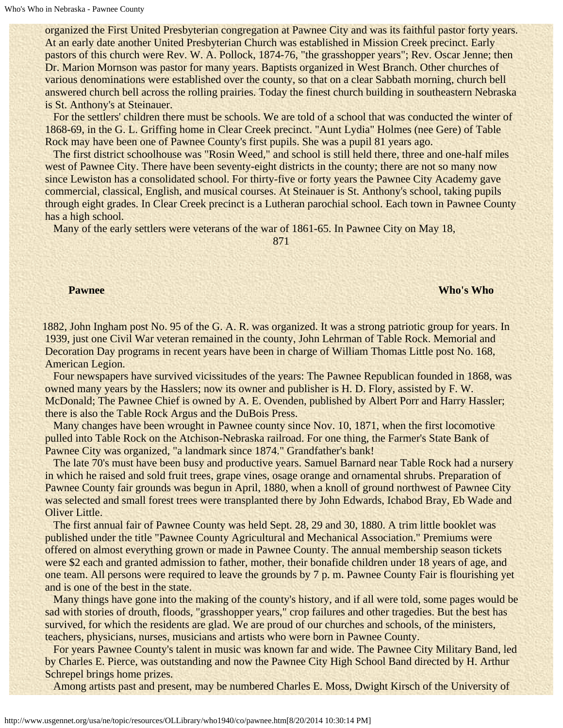organized the First United Presbyterian congregation at Pawnee City and was its faithful pastor forty years. At an early date another United Presbyterian Church was established in Mission Creek precinct. Early pastors of this church were Rev. W. A. Pollock, 1874-76, "the grasshopper years"; Rev. Oscar Jenne; then Dr. Marion Mornson was pastor for many years. Baptists organized in West Branch. Other churches of various denominations were established over the county, so that on a clear Sabbath morning, church bell answered church bell across the rolling prairies. Today the finest church building in southeastern Nebraska is St. Anthony's at Steinauer.

For the settlers' children there must be schools. We are told of a school that was conducted the winter of 1868-69, in the G. L. Griffing home in Clear Creek precinct. "Aunt Lydia" Holmes (nee Gere) of Table Rock may have been one of Pawnee County's first pupils. She was a pupil 81 years ago.

The first district schoolhouse was "Rosin Weed," and school is still held there, three and one-half miles west of Pawnee City. There have been seventy-eight districts in the county; there are not so many now since Lewiston has a consolidated school. For thirty-five or forty years the Pawnee City Academy gave commercial, classical, English, and musical courses. At Steinauer is St. Anthony's school, taking pupils through eight grades. In Clear Creek precinct is a Lutheran parochial school. Each town in Pawnee County has a high school.

Many of the early settlers were veterans of the war of 1861-65. In Pawnee City on May 18, 1882, John Ingham post No. 95 of the G. A. R. was organized. It was a strong patriotic group for years. In 1939, just one Civil War veteran remained in the county, John Lehrman of Table Rock. Memorial and Decoration Day programs in recent years have been in charge of William Thomas Little post No. 168, American Legion.

Four newspapers have survived vicissitudes of the years: The Pawnee Republican founded in 1868, was owned many years by the Hasslers; now its owner and publisher is H. D. Flory, assisted by F. W. McDonald; The Pawnee Chief is owned by A. E. Ovenden, published by Albert Porr and Harry Hassler; there is also the Table Rock Argus and the DuBois Press.

Many changes have been wrought in Pawnee county since Nov. 10, 1871, when the first locomotive pulled into Table Rock on the Atchison-Nebraska railroad. For one thing, the Farmer's State Bank of Pawnee City was organized, "a landmark since 1874." Grandfather's bank!

The late 70's must have been busy and productive years. Samuel Barnard near Table Rock had a nursery in which he raised and sold fruit trees, grape vines, osage orange and ornamental shrubs. Preparation of Pawnee County fair grounds was begun in April, 1880, when a knoll of ground northwest of Pawnee City was selected and small forest trees were transplanted there by John Edwards, Ichabod Bray, Eb Wade and Oliver Little.

The first annual fair of Pawnee County was held Sept. 28, 29 and 30, 1880. A trim little booklet was published under the title "Pawnee County Agricultural and Mechanical Association." Premiums were offered on almost everything grown or made in Pawnee County. The annual membership season tickets were $2 each and granted admission to father, mother, their bonafide children under 18 years of age, and one team. All persons were required to leave the grounds by 7 p. m. Pawnee County Fair is flourishing yet and is one of the best in the state.

Many things have gone into the making of the county's history, and if all were told, some pages would be sad with stories of drouth, floods, "grasshopper years," crop failures and other tragedies. But the best has survived, for which the residents are glad. We are proud of our churches and schools, of the ministers, teachers, physicians, nurses, musicians and artists who were born in Pawnee County.

For years Pawnee County's talent in music was known far and wide. The Pawnee City Military Band, led by Charles E. Pierce, was outstanding and now the Pawnee City High School Band directed by H. Arthur Schrepel brings home prizes.

Among artists past and present, may be numbered Charles E. Moss, Dwight Kirsch of the University of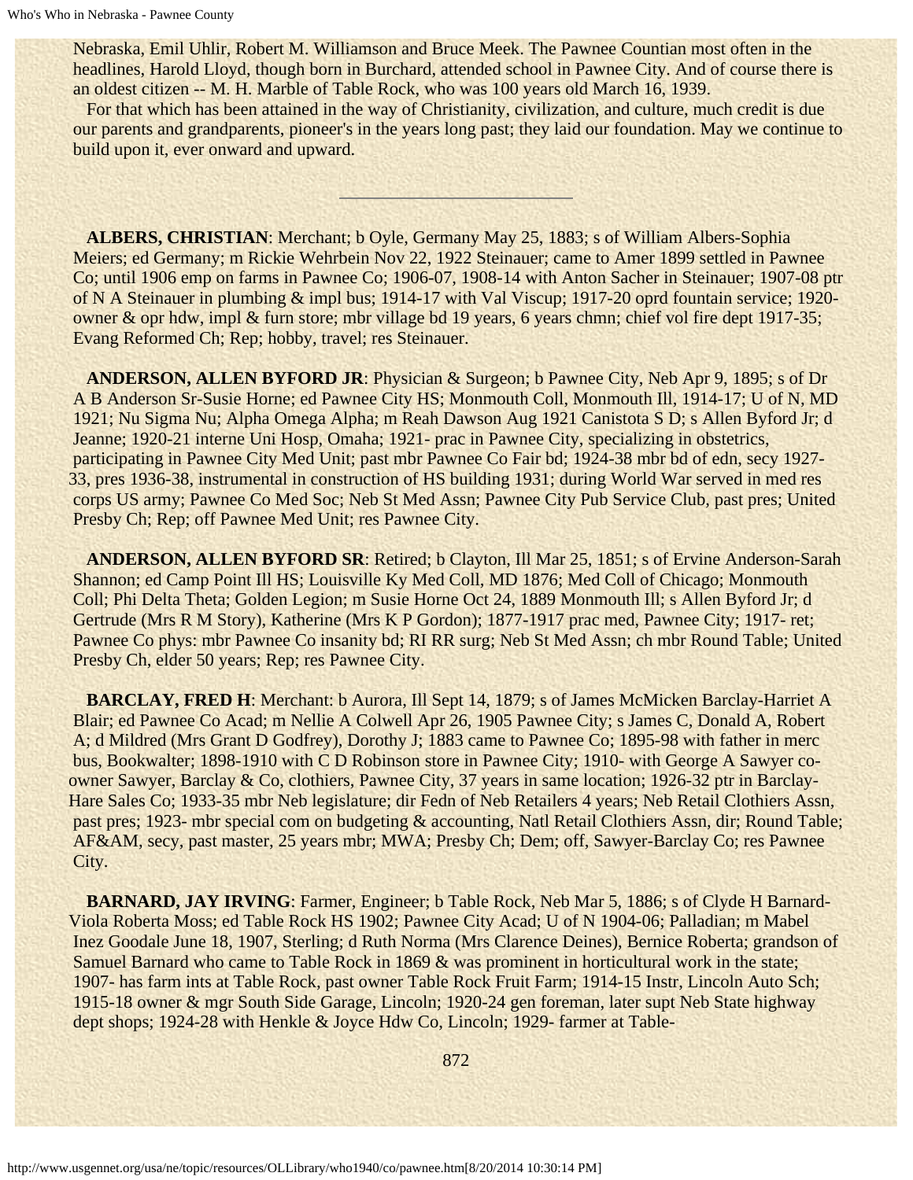Nebraska, Emil Uhlir, Robert M. Williamson and Bruce Meek. The Pawnee Countian most often in the headlines, Harold Lloyd, though born in Burchard, attended school in Pawnee City. And of course there is an oldest citizen -- M. H. Marble of Table Rock, who was 100 years old March 16, 1939.

For that which has been attained in the way of Christianity, civilization, and culture, much credit is due our parents and grandparents, pioneer's in the years long past; they laid our foundation. May we continue to build upon it, ever onward and upward.

---

**ALBERS, CHRISTIAN**: Merchant; b Oyle, Germany May 25, 1883; s of William Albers-Sophia Meiers; ed Germany; m Rickie Wehrbein Nov 22, 1922 Steinauer; came to Amer 1899 settled in Pawnee Co; until 1906 emp on farms in Pawnee Co; 1906-07, 1908-14 with Anton Sacher in Steinauer; 1907-08 ptr of N A Steinauer in plumbing & impl bus; 1914-17 with Val Viscup; 1917-20 oprd fountain service; 1920- owner & opr hdw, impl & furn store; mbr village bd 19 years, 6 years chmn; chief vol fire dept 1917-35; Evang Reformed Ch; Rep; hobby, travel; res Steinauer.

**ANDERSON, ALLEN BYFORD JR**: Physician & Surgeon; b Pawnee City, Neb Apr 9, 1895; s of Dr A B Anderson Sr-Susie Horne; ed Pawnee City HS; Monmouth Coll, Monmouth Ill, 1914-17; U of N, MD 1921; Nu Sigma Nu; Alpha Omega Alpha; m Reah Dawson Aug 1921 Canistota S D; s Allen Byford Jr; d Jeanne; 1920-21 interne Uni Hosp, Omaha; 1921- prac in Pawnee City, specializing in obstetrics, participating in Pawnee City Med Unit; past mbr Pawnee Co Fair bd; 1924-38 mbr bd of edn, secy 1927-33, pres 1936-38, instrumental in construction of HS building 1931; during World War served in med res corps US army; Pawnee Co Med Soc; Neb St Med Assn; Pawnee City Pub Service Club, past pres; United Presby Ch; Rep; off Pawnee Med Unit; res Pawnee City.

**ANDERSON, ALLEN BYFORD SR**: Retired; b Clayton, Ill Mar 25, 1851; s of Ervine Anderson-Sarah Shannon; ed Camp Point Ill HS; Louisville Ky Med Coll, MD 1876; Med Coll of Chicago; Monmouth Coll; Phi Delta Theta; Golden Legion; m Susie Horne Oct 24, 1889 Monmouth Ill; s Allen Byford Jr; d Gertrude (Mrs R M Story), Katherine (Mrs K P Gordon); 1877-1917 prac med, Pawnee City; 1917- ret; Pawnee Co phys: mbr Pawnee Co insanity bd; RI RR surg; Neb St Med Assn; ch mbr Round Table; United Presby Ch, elder 50 years; Rep; res Pawnee City.

**BARCLAY, FRED H**: Merchant: b Aurora, Ill Sept 14, 1879; s of James McMicken Barclay-Harriet A Blair; ed Pawnee Co Acad; m Nellie A Colwell Apr 26, 1905 Pawnee City; s James C, Donald A, Robert A; d Mildred (Mrs Grant D Godfrey), Dorothy J; 1883 came to Pawnee Co; 1895-98 with father in merc bus, Bookwalter; 1898-1910 with C D Robinson store in Pawnee City; 1910- with George A Sawyer co-owner Sawyer, Barclay & Co, clothiers, Pawnee City, 37 years in same location; 1926-32 ptr in Barclay-Hare Sales Co; 1933-35 mbr Neb legislature; dir Fedn of Neb Retailers 4 years; Neb Retail Clothiers Assn, past pres; 1923- mbr special com on budgeting & accounting, Natl Retail Clothiers Assn, dir; Round Table; AF&AM, secy, past master, 25 years mbr; MWA; Presby Ch; Dem; off, Sawyer-Barclay Co; res Pawnee City.

**BARNARD, JAY IRVING**: Farmer, Engineer; b Table Rock, Neb Mar 5, 1886; s of Clyde H Barnard-Viola Roberta Moss; ed Table Rock HS 1902; Pawnee City Acad; U of N 1904-06; Palladian; m Mabel Inez Goodale June 18, 1907, Sterling; d Ruth Norma (Mrs Clarence Deines), Bernice Roberta; grandson of Samuel Barnard who came to Table Rock in 1869 & was prominent in horticultural work in the state; 1907- has farm ints at Table Rock, past owner Table Rock Fruit Farm; 1914-15 Instr, Lincoln Auto Sch; 1915-18 owner & mgr South Side Garage, Lincoln; 1920-24 gen foreman, later supt Neb State highway dept shops; 1924-28 with Henkle & Joyce Hdw Co, Lincoln; 1929- farmer at Table-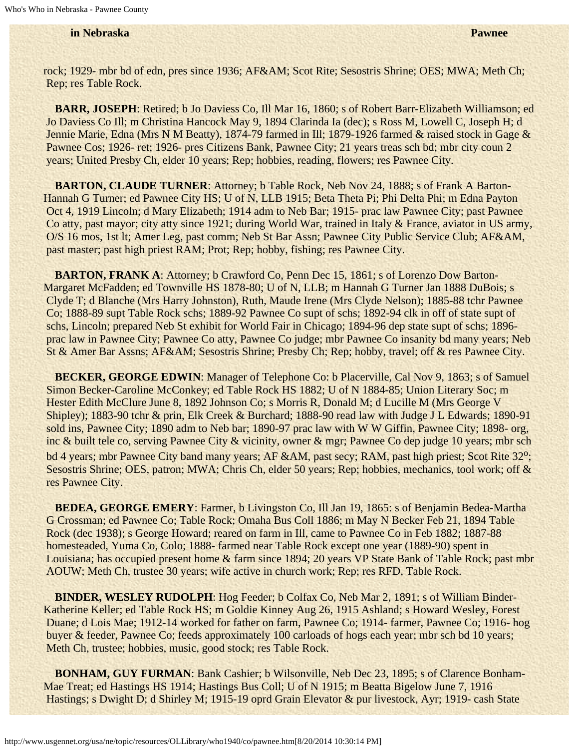rock; 1929- mbr bd of edn, pres since 1936; AF&AM; Scot Rite; Sesostris Shrine; OES; MWA; Meth Ch; Rep; res Table Rock.

**BARR, JOSEPH**: Retired; b Jo Daviess Co, Ill Mar 16, 1860; s of Robert Barr-Elizabeth Williamson; ed Jo Daviess Co Ill; m Christina Hancock May 9, 1894 Clarinda Ia (dec); s Ross M, Lowell C, Joseph H; d Jennie Marie, Edna (Mrs N M Beatty), 1874-79 farmed in Ill; 1879-1926 farmed & raised stock in Gage & Pawnee Cos; 1926- ret; 1926- pres Citizens Bank, Pawnee City; 21 years treas sch bd; mbr city coun 2 years; United Presby Ch, elder 10 years; Rep; hobbies, reading, flowers; res Pawnee City.

**BARTON, CLAUDE TURNER**: Attorney; b Table Rock, Neb Nov 24, 1888; s of Frank A Barton-Hannah G Turner; ed Pawnee City HS; U of N, LLB 1915; Beta Theta Pi; Phi Delta Phi; m Edna Payton Oct 4, 1919 Lincoln; d Mary Elizabeth; 1914 adm to Neb Bar; 1915- prac law Pawnee City; past Pawnee Co atty, past mayor; city atty since 1921; during World War, trained in Italy & France, aviator in US army, O/S 16 mos, 1st lt; Amer Leg, past comm; Neb St Bar Assn; Pawnee City Public Service Club; AF&AM, past master; past high priest RAM; Prot; Rep; hobby, fishing; res Pawnee City.

**BARTON, FRANK A**: Attorney; b Crawford Co, Penn Dec 15, 1861; s of Lorenzo Dow Barton-Margaret McFadden; ed Townville HS 1878-80; U of N, LLB; m Hannah G Turner Jan 1888 DuBois; s Clyde T; d Blanche (Mrs Harry Johnston), Ruth, Maude Irene (Mrs Clyde Nelson); 1885-88 tchr Pawnee Co; 1888-89 supt Table Rock schs; 1889-92 Pawnee Co supt of schs; 1892-94 clk in off of state supt of schs, Lincoln; prepared Neb St exhibit for World Fair in Chicago; 1894-96 dep state supt of schs; 1896- prac law in Pawnee City; Pawnee Co atty, Pawnee Co judge; mbr Pawnee Co insanity bd many years; Neb St & Amer Bar Assns; AF&AM; Sesostris Shrine; Presby Ch; Rep; hobby, travel; off & res Pawnee City.

**BECKER, GEORGE EDWIN**: Manager of Telephone Co: b Placerville, Cal Nov 9, 1863; s of Samuel Simon Becker-Caroline McConkey; ed Table Rock HS 1882; U of N 1884-85; Union Literary Soc; m Hester Edith McClure June 8, 1892 Johnson Co; s Morris R, Donald M; d Lucille M (Mrs George V Shipley); 1883-90 tchr & prin, Elk Creek & Burchard; 1888-90 read law with Judge J L Edwards; 1890-91 sold ins, Pawnee City; 1890 adm to Neb bar; 1890-97 prac law with W W Giffin, Pawnee City; 1898- org, inc & built tele co, serving Pawnee City & vicinity, owner & mgr; Pawnee Co dep judge 10 years; mbr sch bd 4 years; mbr Pawnee City band many years; AF &AM, past secy; RAM, past high priest; Scot Rite 32°; Sesostris Shrine; OES, patron; MWA; Chris Ch, elder 50 years; Rep; hobbies, mechanics, tool work; off & res Pawnee City.

**BEDEA, GEORGE EMERY**: Farmer, b Livingston Co, Ill Jan 19, 1865: s of Benjamin Bedea-Martha G Crossman; ed Pawnee Co; Table Rock; Omaha Bus Coll 1886; m May N Becker Feb 21, 1894 Table Rock (dec 1938); s George Howard; reared on farm in Ill, came to Pawnee Co in Feb 1882; 1887-88 homesteaded, Yuma Co, Colo; 1888- farmed near Table Rock except one year (1889-90) spent in Louisiana; has occupied present home & farm since 1894; 20 years VP State Bank of Table Rock; past mbr AOUW; Meth Ch, trustee 30 years; wife active in church work; Rep; res RFD, Table Rock.

**BINDER, WESLEY RUDOLPH**: Hog Feeder; b Colfax Co, Neb Mar 2, 1891; s of William Binder-Katherine Keller; ed Table Rock HS; m Goldie Kinney Aug 26, 1915 Ashland; s Howard Wesley, Forest Duane; d Lois Mae; 1912-14 worked for father on farm, Pawnee Co; 1914- farmer, Pawnee Co; 1916- hog buyer & feeder, Pawnee Co; feeds approximately 100 carloads of hogs each year; mbr sch bd 10 years; Meth Ch, trustee; hobbies, music, good stock; res Table Rock.

**BONHAM, GUY FURMAN**: Bank Cashier; b Wilsonville, Neb Dec 23, 1895; s of Clarence Bonham-Mae Treat; ed Hastings HS 1914; Hastings Bus Coll; U of N 1915; m Beatta Bigelow June 7, 1916 Hastings; s Dwight D; d Shirley M; 1915-19 oprd Grain Elevator & pur livestock, Ayr; 1919- cash State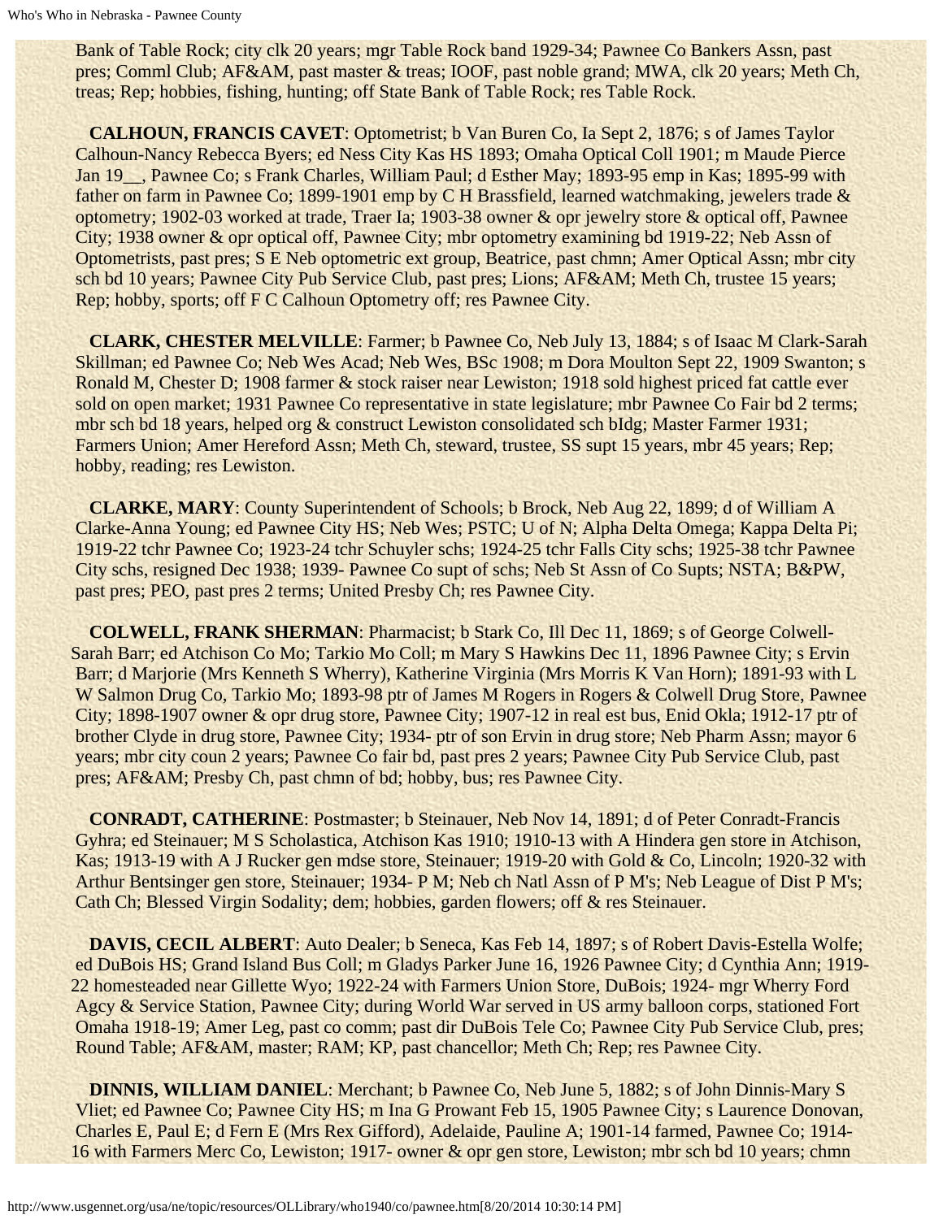Bank of Table Rock; city clk 20 years; mgr Table Rock band 1929-34; Pawnee Co Bankers Assn, past pres; Comml Club; AF&AM, past master & treas; IOOF, past noble grand; MWA, clk 20 years; Meth Ch, treas; Rep; hobbies, fishing, hunting; off State Bank of Table Rock; res Table Rock.

**CALHOUN, FRANCIS CAVET**: Optometrist; b Van Buren Co, Ia Sept 2, 1876; s of James Taylor Calhoun-Nancy Rebecca Byers; ed Ness City Kas HS 1893; Omaha Optical Coll 1901; m Maude Pierce Jan 19__, Pawnee Co; s Frank Charles, William Paul; d Esther May; 1893-95 emp in Kas; 1895-99 with father on farm in Pawnee Co; 1899-1901 emp by C H Brassfield, learned watchmaking, jewelers trade & optometry; 1902-03 worked at trade, Traer Ia; 1903-38 owner & opr jewelry store & optical off, Pawnee City; 1938 owner & opr optical off, Pawnee City; mbr optometry examining bd 1919-22; Neb Assn of Optometrists, past pres; S E Neb optometric ext group, Beatrice, past chmn; Amer Optical Assn; mbr city sch bd 10 years; Pawnee City Pub Service Club, past pres; Lions; AF&AM; Meth Ch, trustee 15 years; Rep; hobby, sports; off F C Calhoun Optometry off; res Pawnee City.

**CLARK, CHESTER MELVILLE**: Farmer; b Pawnee Co, Neb July 13, 1884; s of Isaac M Clark-Sarah Skillman; ed Pawnee Co; Neb Wes Acad; Neb Wes, BSc 1908; m Dora Moulton Sept 22, 1909 Swanton; s Ronald M, Chester D; 1908 farmer & stock raiser near Lewiston; 1918 sold highest priced fat cattle ever sold on open market; 1931 Pawnee Co representative in state legislature; mbr Pawnee Co Fair bd 2 terms; mbr sch bd 18 years, helped org & construct Lewiston consolidated sch bldg; Master Farmer 1931; Farmers Union; Amer Hereford Assn; Meth Ch, steward, trustee, SS supt 15 years, mbr 45 years; Rep; hobby, reading; res Lewiston.

**CLARKE, MARY**: County Superintendent of Schools; b Brock, Neb Aug 22, 1899; d of William A Clarke-Anna Young; ed Pawnee City HS; Neb Wes; PSTC; U of N; Alpha Delta Omega; Kappa Delta Pi; 1919-22 tchr Pawnee Co; 1923-24 tchr Schuyler schs; 1924-25 tchr Falls City schs; 1925-38 tchr Pawnee City schs, resigned Dec 1938; 1939- Pawnee Co supt of schs; Neb St Assn of Co Supts; NSTA; B&PW, past pres; PEO, past pres 2 terms; United Presby Ch; res Pawnee City.

**COLWELL, FRANK SHERMAN**: Pharmacist; b Stark Co, Ill Dec 11, 1869; s of George Colwell-Sarah Barr; ed Atchison Co Mo; Tarkio Mo Coll; m Mary S Hawkins Dec 11, 1896 Pawnee City; s Ervin Barr; d Marjorie (Mrs Kenneth S Wherry), Katherine Virginia (Mrs Morris K Van Horn); 1891-93 with L W Salmon Drug Co, Tarkio Mo; 1893-98 ptr of James M Rogers in Rogers & Colwell Drug Store, Pawnee City; 1898-1907 owner & opr drug store, Pawnee City; 1907-12 in real est bus, Enid Okla; 1912-17 ptr of brother Clyde in drug store, Pawnee City; 1934- ptr of son Ervin in drug store; Neb Pharm Assn; mayor 6 years; mbr city coun 2 years; Pawnee Co fair bd, past pres 2 years; Pawnee City Pub Service Club, past pres; AF&AM; Presby Ch, past chmn of bd; hobby, bus; res Pawnee City.

**CONRADT, CATHERINE**: Postmaster; b Steinauer, Neb Nov 14, 1891; d of Peter Conradt-Francis Gyhra; ed Steinauer; M S Scholastica, Atchison Kas 1910; 1910-13 with A Hindera gen store in Atchison, Kas; 1913-19 with A J Rucker gen mdse store, Steinauer; 1919-20 with Gold & Co, Lincoln; 1920-32 with Arthur Bentsinger gen store, Steinauer; 1934- P M; Neb ch Natl Assn of P M's; Neb League of Dist P M's; Cath Ch; Blessed Virgin Sodality; dem; hobbies, garden flowers; off & res Steinauer.

**DAVIS, CECIL ALBERT**: Auto Dealer; b Seneca, Kas Feb 14, 1897; s of Robert Davis-Estella Wolfe; ed DuBois HS; Grand Island Bus Coll; m Gladys Parker June 16, 1926 Pawnee City; d Cynthia Ann; 1919-22 homesteaded near Gillette Wyo; 1922-24 with Farmers Union Store, DuBois; 1924- mgr Wherry Ford Agcy & Service Station, Pawnee City; during World War served in US army balloon corps, stationed Fort Omaha 1918-19; Amer Leg, past co comm; past dir DuBois Tele Co; Pawnee City Pub Service Club, pres; Round Table; AF&AM, master; RAM; KP, past chancellor; Meth Ch; Rep; res Pawnee City.

**DINNIS, WILLIAM DANIEL**: Merchant; b Pawnee Co, Neb June 5, 1882; s of John Dinnis-Mary S Vliet; ed Pawnee Co; Pawnee City HS; m Ina G Prowant Feb 15, 1905 Pawnee City; s Laurence Donovan, Charles E, Paul E; d Fern E (Mrs Rex Gifford), Adelaide, Pauline A; 1901-14 farmed, Pawnee Co; 1914-16 with Farmers Merc Co, Lewiston; 1917- owner & opr gen store, Lewiston; mbr sch bd 10 years; chmn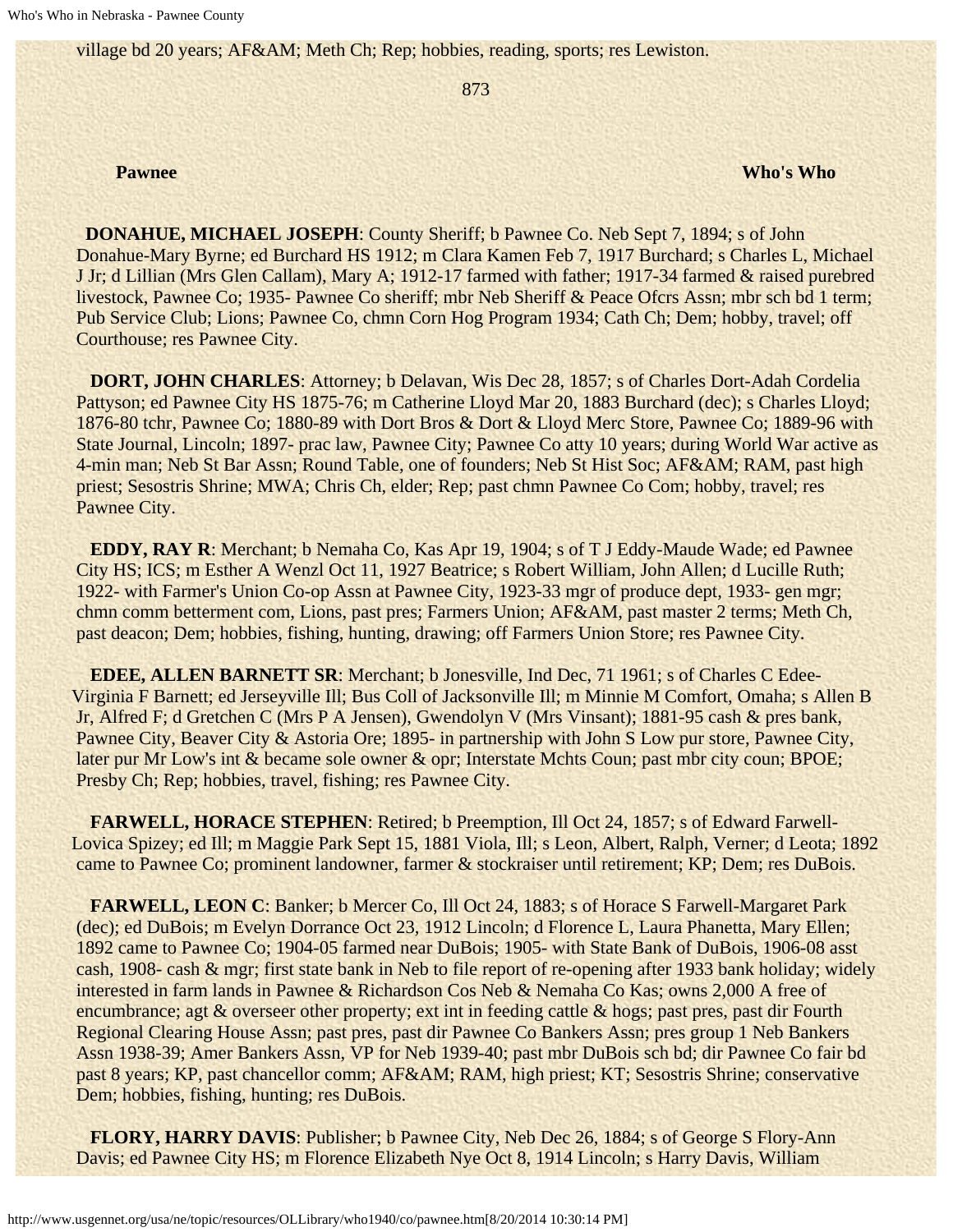village bd 20 years; AF&AM; Meth Ch; Rep; hobbies, reading, sports; res Lewiston.

**DONAHUE, MICHAEL JOSEPH**: County Sheriff; b Pawnee Co. Neb Sept 7, 1894; s of John Donahue-Mary Byrne; ed Burchard HS 1912; m Clara Kamen Feb 7, 1917 Burchard; s Charles L, Michael J Jr; d Lillian (Mrs Glen Callam), Mary A; 1912-17 farmed with father; 1917-34 farmed & raised purebred livestock, Pawnee Co; 1935- Pawnee Co sheriff; mbr Neb Sheriff & Peace Ofcrs Assn; mbr sch bd 1 term; Pub Service Club; Lions; Pawnee Co, chmn Corn Hog Program 1934; Cath Ch; Dem; hobby, travel; off Courthouse; res Pawnee City.

**DORT, JOHN CHARLES**: Attorney; b Delavan, Wis Dec 28, 1857; s of Charles Dort-Adah Cordelia Pattyson; ed Pawnee City HS 1875-76; m Catherine Lloyd Mar 20, 1883 Burchard (dec); s Charles Lloyd; 1876-80 tchr, Pawnee Co; 1880-89 with Dort Bros & Dort & Lloyd Merc Store, Pawnee Co; 1889-96 with State Journal, Lincoln; 1897- prac law, Pawnee City; Pawnee Co atty 10 years; during World War active as 4-min man; Neb St Bar Assn; Round Table, one of founders; Neb St Hist Soc; AF&AM; RAM, past high priest; Sesostris Shrine; MWA; Chris Ch, elder; Rep; past chmn Pawnee Co Com; hobby, travel; res Pawnee City.

**EDDY, RAY R**: Merchant; b Nemaha Co, Kas Apr 19, 1904; s of T J Eddy-Maude Wade; ed Pawnee City HS; ICS; m Esther A Wenzl Oct 11, 1927 Beatrice; s Robert William, John Allen; d Lucille Ruth; 1922- with Farmer's Union Co-op Assn at Pawnee City, 1923-33 mgr of produce dept, 1933- gen mgr; chmn comm betterment com, Lions, past pres; Farmers Union; AF&AM, past master 2 terms; Meth Ch, past deacon; Dem; hobbies, fishing, hunting, drawing; off Farmers Union Store; res Pawnee City.

**EDEE, ALLEN BARNETT SR**: Merchant; b Jonesville, Ind Dec, 71 1961; s of Charles C Edee-Virginia F Barnett; ed Jerseyville Ill; Bus Coll of Jacksonville Ill; m Minnie M Comfort, Omaha; s Allen B Jr, Alfred F; d Gretchen C (Mrs P A Jensen), Gwendolyn V (Mrs Vinsant); 1881-95 cash & pres bank, Pawnee City, Beaver City & Astoria Ore; 1895- in partnership with John S Low pur store, Pawnee City, later pur Mr Low's int & became sole owner & opr; Interstate Mchts Coun; past mbr city coun; BPOE; Presby Ch; Rep; hobbies, travel, fishing; res Pawnee City.

**FARWELL, HORACE STEPHEN**: Retired; b Preemption, Ill Oct 24, 1857; s of Edward Farwell-Lovica Spizey; ed Ill; m Maggie Park Sept 15, 1881 Viola, Ill; s Leon, Albert, Ralph, Verner; d Leota; 1892 came to Pawnee Co; prominent landowner, farmer & stockraiser until retirement; KP; Dem; res DuBois.

**FARWELL, LEON C**: Banker; b Mercer Co, Ill Oct 24, 1883; s of Horace S Farwell-Margaret Park (dec); ed DuBois; m Evelyn Dorrance Oct 23, 1912 Lincoln; d Florence L, Laura Phanetta, Mary Ellen; 1892 came to Pawnee Co; 1904-05 farmed near DuBois; 1905- with State Bank of DuBois, 1906-08 asst cash, 1908- cash & mgr; first state bank in Neb to file report of re-opening after 1933 bank holiday; widely interested in farm lands in Pawnee & Richardson Cos Neb & Nemaha Co Kas; owns 2,000 A free of encumbrance; agt & overseer other property; ext int in feeding cattle & hogs; past pres, past dir Fourth Regional Clearing House Assn; past pres, past dir Pawnee Co Bankers Assn; pres group 1 Neb Bankers Assn 1938-39; Amer Bankers Assn, VP for Neb 1939-40; past mbr DuBois sch bd; dir Pawnee Co fair bd past 8 years; KP, past chancellor comm; AF&AM; RAM, high priest; KT; Sesostris Shrine; conservative Dem; hobbies, fishing, hunting; res DuBois.

**FLORY, HARRY DAVIS**: Publisher; b Pawnee City, Neb Dec 26, 1884; s of George S Flory-Ann Davis; ed Pawnee City HS; m Florence Elizabeth Nye Oct 8, 1914 Lincoln; s Harry Davis, William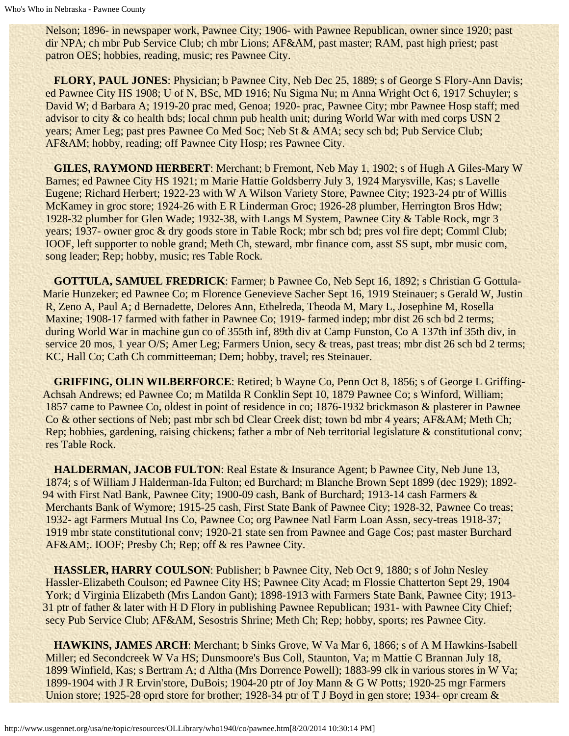Nelson; 1896- in newspaper work, Pawnee City; 1906- with Pawnee Republican, owner since 1920; past dir NPA; ch mbr Pub Service Club; ch mbr Lions; AF&AM, past master; RAM, past high priest; past patron OES; hobbies, reading, music; res Pawnee City.

**FLORY, PAUL JONES**: Physician; b Pawnee City, Neb Dec 25, 1889; s of George S Flory-Ann Davis; ed Pawnee City HS 1908; U of N, BSc, MD 1916; Nu Sigma Nu; m Anna Wright Oct 6, 1917 Schuyler; s David W; d Barbara A; 1919-20 prac med, Genoa; 1920- prac, Pawnee City; mbr Pawnee Hosp staff; med advisor to city & co health bds; local chmn pub health unit; during World War with med corps USN 2 years; Amer Leg; past pres Pawnee Co Med Soc; Neb St & AMA; secy sch bd; Pub Service Club; AF&AM; hobby, reading; off Pawnee City Hosp; res Pawnee City.

**GILES, RAYMOND HERBERT**: Merchant; b Fremont, Neb May 1, 1902; s of Hugh A Giles-Mary W Barnes; ed Pawnee City HS 1921; m Marie Hattie Goldsberry July 3, 1924 Marysville, Kas; s Lavelle Eugene; Richard Herbert; 1922-23 with W A Wilson Variety Store, Pawnee City; 1923-24 ptr of Willis McKamey in groc store; 1924-26 with E R Linderman Groc; 1926-28 plumber, Herrington Bros Hdw; 1928-32 plumber for Glen Wade; 1932-38, with Langs M System, Pawnee City & Table Rock, mgr 3 years; 1937- owner groc & dry goods store in Table Rock; mbr sch bd; pres vol fire dept; Comml Club; IOOF, left supporter to noble grand; Meth Ch, steward, mbr finance com, asst SS supt, mbr music com, song leader; Rep; hobby, music; res Table Rock.

**GOTTULA, SAMUEL FREDRICK**: Farmer; b Pawnee Co, Neb Sept 16, 1892; s Christian G Gottula-Marie Hunzeker; ed Pawnee Co; m Florence Genevieve Sacher Sept 16, 1919 Steinauer; s Gerald W, Justin R, Zeno A, Paul A; d Bernadette, Delores Ann, Ethelreda, Theoda M, Mary L, Josephine M, Rosella Maxine; 1908-17 farmed with father in Pawnee Co; 1919- farmed indep; mbr dist 26 sch bd 2 terms; during World War in machine gun co of 355th inf, 89th div at Camp Funston, Co A 137th inf 35th div, in service 20 mos, 1 year O/S; Amer Leg; Farmers Union, secy & treas, past treas; mbr dist 26 sch bd 2 terms; KC, Hall Co; Cath Ch committeeman; Dem; hobby, travel; res Steinauer.

**GRIFFING, OLIN WILBERFORCE**: Retired; b Wayne Co, Penn Oct 8, 1856; s of George L Griffing-Achsah Andrews; ed Pawnee Co; m Matilda R Conklin Sept 10, 1879 Pawnee Co; s Winford, William; 1857 came to Pawnee Co, oldest in point of residence in co; 1876-1932 brickmason & plasterer in Pawnee Co & other sections of Neb; past mbr sch bd Clear Creek dist; town bd mbr 4 years; AF&AM; Meth Ch; Rep; hobbies, gardening, raising chickens; father a mbr of Neb territorial legislature & constitutional conv; res Table Rock.

**HALDERMAN, JACOB FULTON**: Real Estate & Insurance Agent; b Pawnee City, Neb June 13, 1874; s of William J Halderman-Ida Fulton; ed Burchard; m Blanche Brown Sept 1899 (dec 1929); 1892-94 with First Natl Bank, Pawnee City; 1900-09 cash, Bank of Burchard; 1913-14 cash Farmers & Merchants Bank of Wymore; 1915-25 cash, First State Bank of Pawnee City; 1928-32, Pawnee Co treas; 1932- agt Farmers Mutual Ins Co, Pawnee Co; org Pawnee Natl Farm Loan Assn, secy-treas 1918-37; 1919 mbr state constitutional conv; 1920-21 state sen from Pawnee and Gage Cos; past master Burchard AF&AM;. IOOF; Presby Ch; Rep; off & res Pawnee City.

**HASSLER, HARRY COULSON**: Publisher; b Pawnee City, Neb Oct 9, 1880; s of John Nesley Hassler-Elizabeth Coulson; ed Pawnee City HS; Pawnee City Acad; m Flossie Chatterton Sept 29, 1904 York; d Virginia Elizabeth (Mrs Landon Gant); 1898-1913 with Farmers State Bank, Pawnee City; 1913-31 ptr of father & later with H D Flory in publishing Pawnee Republican; 1931- with Pawnee City Chief; secy Pub Service Club; AF&AM, Sesostris Shrine; Meth Ch; Rep; hobby, sports; res Pawnee City.

**HAWKINS, JAMES ARCH**: Merchant; b Sinks Grove, W Va Mar 6, 1866; s of A M Hawkins-Isabell Miller; ed Secondcreek W Va HS; Dunsmoore's Bus Coll, Staunton, Va; m Mattie C Brannan July 18, 1899 Winfield, Kas; s Bertram A; d Altha (Mrs Dorrence Powell); 1883-99 clk in various stores in W Va; 1899-1904 with J R Ervin'store, DuBois; 1904-20 ptr of Joy Mann & G W Potts; 1920-25 mgr Farmers Union store; 1925-28 oprd store for brother; 1928-34 ptr of T J Boyd in gen store; 1934- opr cream &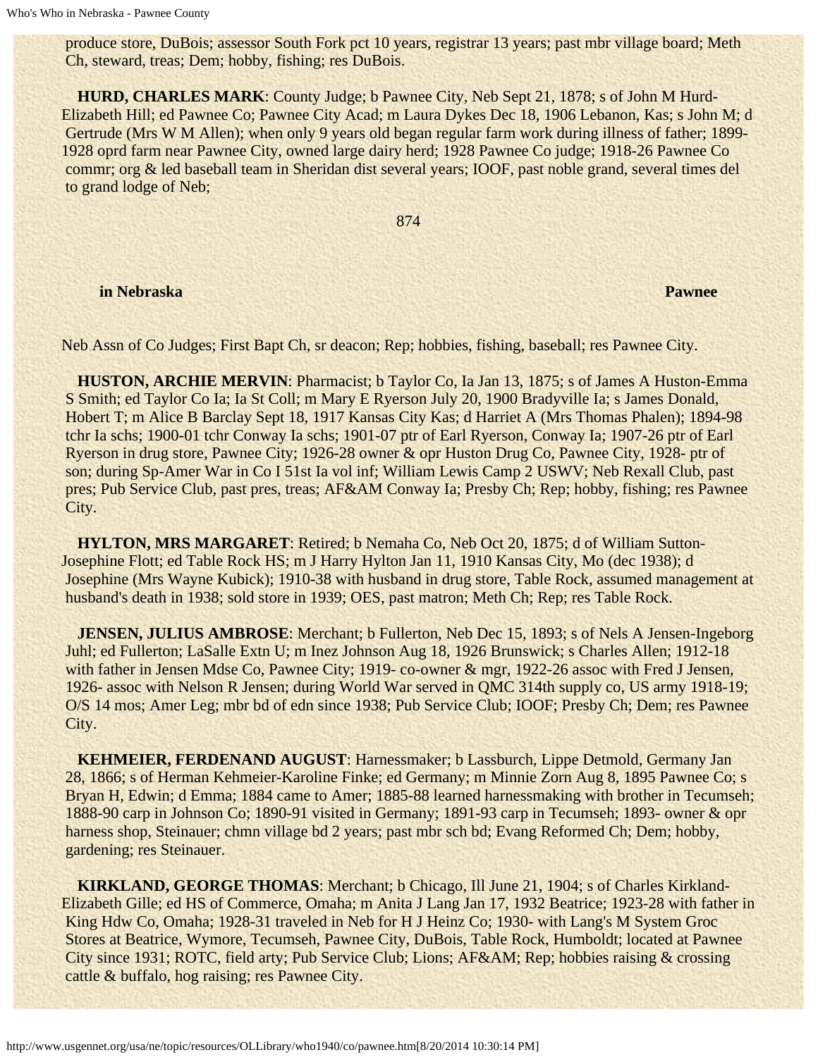produce store, DuBois; assessor South Fork pct 10 years, registrar 13 years; past mbr village board; Meth Ch, steward, treas; Dem; hobby, fishing; res DuBois.

**HURD, CHARLES MARK**: County Judge; b Pawnee City, Neb Sept 21, 1878; s of John M Hurd-Elizabeth Hill; ed Pawnee Co; Pawnee City Acad; m Laura Dykes Dec 18, 1906 Lebanon, Kas; s John M; d Gertrude (Mrs W M Allen); when only 9 years old began regular farm work during illness of father; 1899-1928 oprd farm near Pawnee City, owned large dairy herd; 1928 Pawnee Co judge; 1918-26 Pawnee Co commr; org & led baseball team in Sheridan dist several years; IOOF, past noble grand, several times del to grand lodge of Neb;

Neb Assn of Co Judges; First Bapt Ch, sr deacon; Rep; hobbies, fishing, baseball; res Pawnee City.

**HUSTON, ARCHIE MERVIN**: Pharmacist; b Taylor Co, Ia Jan 13, 1875; s of James A Huston-Emma S Smith; ed Taylor Co Ia; Ia St Coll; m Mary E Ryerson July 20, 1900 Bradyville Ia; s James Donald, Hobert T; m Alice B Barclay Sept 18, 1917 Kansas City Kas; d Harriet A (Mrs Thomas Phalen); 1894-98 tchr Ia schs; 1900-01 tchr Conway Ia schs; 1901-07 ptr of Earl Ryerson, Conway Ia; 1907-26 ptr of Earl Ryerson in drug store, Pawnee City; 1926-28 owner & opr Huston Drug Co, Pawnee City, 1928- ptr of son; during Sp-Amer War in Co I 51st Ia vol inf; William Lewis Camp 2 USWV; Neb Rexall Club, past pres; Pub Service Club, past pres, treas; AF&AM Conway Ia; Presby Ch; Rep; hobby, fishing; res Pawnee City.

**HYLTON, MRS MARGARET**: Retired; b Nemaha Co, Neb Oct 20, 1875; d of William Sutton-Josephine Flott; ed Table Rock HS; m J Harry Hylton Jan 11, 1910 Kansas City, Mo (dec 1938); d Josephine (Mrs Wayne Kubick); 1910-38 with husband in drug store, Table Rock, assumed management at husband's death in 1938; sold store in 1939; OES, past matron; Meth Ch; Rep; res Table Rock.

**JENSEN, JULIUS AMBROSE**: Merchant; b Fullerton, Neb Dec 15, 1893; s of Nels A Jensen-Ingeborg Juhl; ed Fullerton; LaSalle Extn U; m Inez Johnson Aug 18, 1926 Brunswick; s Charles Allen; 1912-18 with father in Jensen Mdse Co, Pawnee City; 1919- co-owner & mgr, 1922-26 assoc with Fred J Jensen, 1926- assoc with Nelson R Jensen; during World War served in QMC 314th supply co, US army 1918-19; O/S 14 mos; Amer Leg; mbr bd of edn since 1938; Pub Service Club; IOOF; Presby Ch; Dem; res Pawnee City.

**KEHMEIER, FERDENAND AUGUST**: Harnessmaker; b Lassburch, Lippe Detmold, Germany Jan 28, 1866; s of Herman Kehmeier-Karoline Finke; ed Germany; m Minnie Zorn Aug 8, 1895 Pawnee Co; s Bryan H, Edwin; d Emma; 1884 came to Amer; 1885-88 learned harnessmaking with brother in Tecumseh; 1888-90 carp in Johnson Co; 1890-91 visited in Germany; 1891-93 carp in Tecumseh; 1893- owner & opr harness shop, Steinauer; chmn village bd 2 years; past mbr sch bd; Evang Reformed Ch; Dem; hobby, gardening; res Steinauer.

**KIRKLAND, GEORGE THOMAS**: Merchant; b Chicago, Ill June 21, 1904; s of Charles Kirkland-Elizabeth Gille; ed HS of Commerce, Omaha; m Anita J Lang Jan 17, 1932 Beatrice; 1923-28 with father in King Hdw Co, Omaha; 1928-31 traveled in Neb for H J Heinz Co; 1930- with Lang's M System Groc Stores at Beatrice, Wymore, Tecumseh, Pawnee City, DuBois, Table Rock, Humboldt; located at Pawnee City since 1931; ROTC, field arty; Pub Service Club; Lions; AF&AM; Rep; hobbies raising & crossing cattle & buffalo, hog raising; res Pawnee City.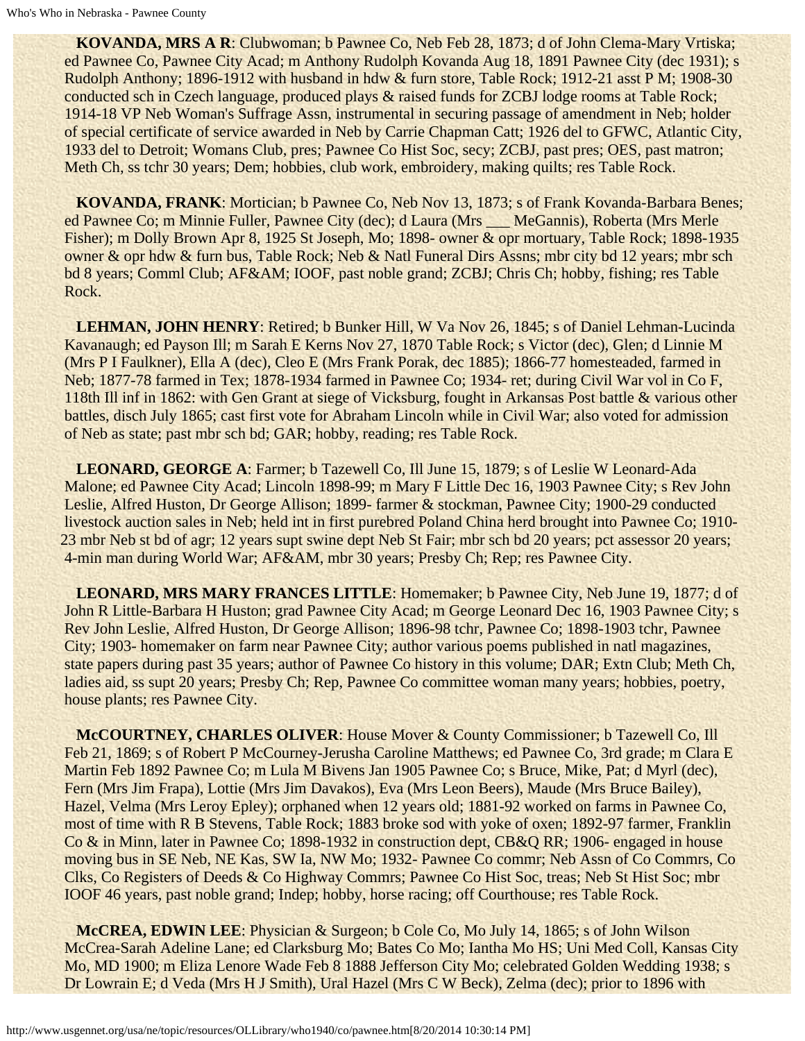**KOVANDA, MRS A R**: Clubwoman; b Pawnee Co, Neb Feb 28, 1873; d of John Clema-Mary Vrtiska; ed Pawnee Co, Pawnee City Acad; m Anthony Rudolph Kovanda Aug 18, 1891 Pawnee City (dec 1931); s Rudolph Anthony; 1896-1912 with husband in hdw & furn store, Table Rock; 1912-21 asst P M; 1908-30 conducted sch in Czech language, produced plays & raised funds for ZCBJ lodge rooms at Table Rock; 1914-18 VP Neb Woman's Suffrage Assn, instrumental in securing passage of amendment in Neb; holder of special certificate of service awarded in Neb by Carrie Chapman Catt; 1926 del to GFWC, Atlantic City, 1933 del to Detroit; Womans Club, pres; Pawnee Co Hist Soc, secy; ZCBJ, past pres; OES, past matron; Meth Ch, ss tchr 30 years; Dem; hobbies, club work, embroidery, making quilts; res Table Rock.

**KOVANDA, FRANK**: Mortician; b Pawnee Co, Neb Nov 13, 1873; s of Frank Kovanda-Barbara Benes; ed Pawnee Co; m Minnie Fuller, Pawnee City (dec); d Laura (Mrs ___ MeGannis), Roberta (Mrs Merle Fisher); m Dolly Brown Apr 8, 1925 St Joseph, Mo; 1898- owner & opr mortuary, Table Rock; 1898-1935 owner & opr hdw & furn bus, Table Rock; Neb & Natl Funeral Dirs Assns; mbr city bd 12 years; mbr sch bd 8 years; Comml Club; AF&AM; IOOF, past noble grand; ZCBJ; Chris Ch; hobby, fishing; res Table Rock.

**LEHMAN, JOHN HENRY**: Retired; b Bunker Hill, W Va Nov 26, 1845; s of Daniel Lehman-Lucinda Kavanaugh; ed Payson Ill; m Sarah E Kerns Nov 27, 1870 Table Rock; s Victor (dec), Glen; d Linnie M (Mrs P I Faulkner), Ella A (dec), Cleo E (Mrs Frank Porak, dec 1885); 1866-77 homesteaded, farmed in Neb; 1877-78 farmed in Tex; 1878-1934 farmed in Pawnee Co; 1934- ret; during Civil War vol in Co F, 118th Ill inf in 1862: with Gen Grant at siege of Vicksburg, fought in Arkansas Post battle & various other battles, disch July 1865; cast first vote for Abraham Lincoln while in Civil War; also voted for admission of Neb as state; past mbr sch bd; GAR; hobby, reading; res Table Rock.

**LEONARD, GEORGE A**: Farmer; b Tazewell Co, Ill June 15, 1879; s of Leslie W Leonard-Ada Malone; ed Pawnee City Acad; Lincoln 1898-99; m Mary F Little Dec 16, 1903 Pawnee City; s Rev John Leslie, Alfred Huston, Dr George Allison; 1899- farmer & stockman, Pawnee City; 1900-29 conducted livestock auction sales in Neb; held int in first purebred Poland China herd brought into Pawnee Co; 1910-23 mbr Neb st bd of agr; 12 years supt swine dept Neb St Fair; mbr sch bd 20 years; pct assessor 20 years; 4-min man during World War; AF&AM, mbr 30 years; Presby Ch; Rep; res Pawnee City.

**LEONARD, MRS MARY FRANCES LITTLE**: Homemaker; b Pawnee City, Neb June 19, 1877; d of John R Little-Barbara H Huston; grad Pawnee City Acad; m George Leonard Dec 16, 1903 Pawnee City; s Rev John Leslie, Alfred Huston, Dr George Allison; 1896-98 tchr, Pawnee Co; 1898-1903 tchr, Pawnee City; 1903- homemaker on farm near Pawnee City; author various poems published in natl magazines, state papers during past 35 years; author of Pawnee Co history in this volume; DAR; Extn Club; Meth Ch, ladies aid, ss supt 20 years; Presby Ch; Rep, Pawnee Co committee woman many years; hobbies, poetry, house plants; res Pawnee City.

**McCOURTNEY, CHARLES OLIVER**: House Mover & County Commissioner; b Tazewell Co, Ill Feb 21, 1869; s of Robert P McCourney-Jerusha Caroline Matthews; ed Pawnee Co, 3rd grade; m Clara E Martin Feb 1892 Pawnee Co; m Lula M Bivens Jan 1905 Pawnee Co; s Bruce, Mike, Pat; d Myrl (dec), Fern (Mrs Jim Frapa), Lottie (Mrs Jim Davakos), Eva (Mrs Leon Beers), Maude (Mrs Bruce Bailey), Hazel, Velma (Mrs Leroy Epley); orphaned when 12 years old; 1881-92 worked on farms in Pawnee Co, most of time with R B Stevens, Table Rock; 1883 broke sod with yoke of oxen; 1892-97 farmer, Franklin Co & in Minn, later in Pawnee Co; 1898-1932 in construction dept, CB&Q RR; 1906- engaged in house moving bus in SE Neb, NE Kas, SW Ia, NW Mo; 1932- Pawnee Co commr; Neb Assn of Co Commrs, Co Clks, Co Registers of Deeds & Co Highway Commrs; Pawnee Co Hist Soc, treas; Neb St Hist Soc; mbr IOOF 46 years, past noble grand; Indep; hobby, horse racing; off Courthouse; res Table Rock.

**McCREA, EDWIN LEE**: Physician & Surgeon; b Cole Co, Mo July 14, 1865; s of John Wilson McCrea-Sarah Adeline Lane; ed Clarksburg Mo; Bates Co Mo; Iantha Mo HS; Uni Med Coll, Kansas City Mo, MD 1900; m Eliza Lenore Wade Feb 8 1888 Jefferson City Mo; celebrated Golden Wedding 1938; s Dr Lowrain E; d Veda (Mrs H J Smith), Ural Hazel (Mrs C W Beck), Zelma (dec); prior to 1896 with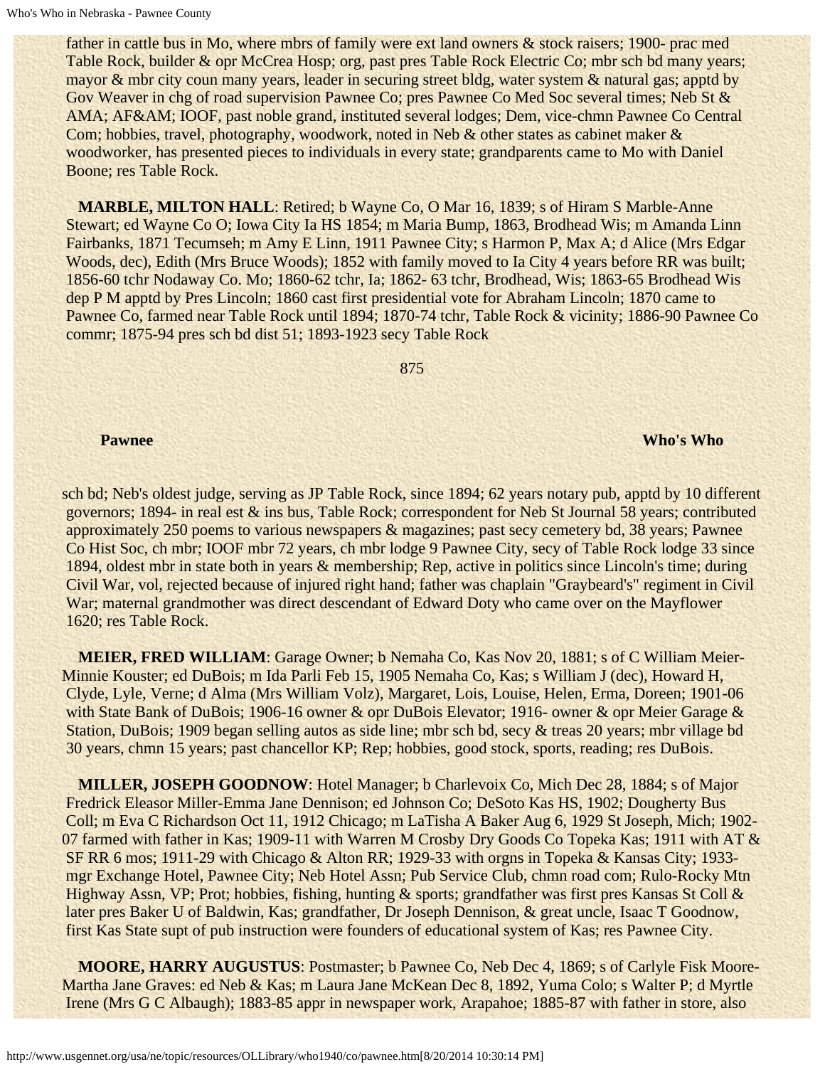father in cattle bus in Mo, where mbrs of family were ext land owners & stock raisers; 1900- prac med Table Rock, builder & opr McCrea Hosp; org, past pres Table Rock Electric Co; mbr sch bd many years; mayor & mbr city coun many years, leader in securing street bldg, water system & natural gas; apptd by Gov Weaver in chg of road supervision Pawnee Co; pres Pawnee Co Med Soc several times; Neb St & AMA; AF&AM; IOOF, past noble grand, instituted several lodges; Dem, vice-chmn Pawnee Co Central Com; hobbies, travel, photography, woodwork, noted in Neb & other states as cabinet maker & woodworker, has presented pieces to individuals in every state; grandparents came to Mo with Daniel Boone; res Table Rock.

**MARBLE, MILTON HALL**: Retired; b Wayne Co, O Mar 16, 1839; s of Hiram S Marble-Anne Stewart; ed Wayne Co O; Iowa City Ia HS 1854; m Maria Bump, 1863, Brodhead Wis; m Amanda Linn Fairbanks, 1871 Tecumseh; m Amy E Linn, 1911 Pawnee City; s Harmon P, Max A; d Alice (Mrs Edgar Woods, dec), Edith (Mrs Bruce Woods); 1852 with family moved to Ia City 4 years before RR was built; 1856-60 tchr Nodaway Co. Mo; 1860-62 tchr, Ia; 1862- 63 tchr, Brodhead, Wis; 1863-65 Brodhead Wis dep P M apptd by Pres Lincoln; 1860 cast first presidential vote for Abraham Lincoln; 1870 came to Pawnee Co, farmed near Table Rock until 1894; 1870-74 tchr, Table Rock & vicinity; 1886-90 Pawnee Co commr; 1875-94 pres sch bd dist 51; 1893-1923 secy Table Rock sch bd; Neb's oldest judge, serving as JP Table Rock, since 1894; 62 years notary pub, apptd by 10 different governors; 1894- in real est & ins bus, Table Rock; correspondent for Neb St Journal 58 years; contributed approximately 250 poems to various newspapers & magazines; past secy cemetery bd, 38 years; Pawnee Co Hist Soc, ch mbr; IOOF mbr 72 years, ch mbr lodge 9 Pawnee City, secy of Table Rock lodge 33 since 1894, oldest mbr in state both in years & membership; Rep, active in politics since Lincoln's time; during Civil War, vol, rejected because of injured right hand; father was chaplain "Graybeard's" regiment in Civil War; maternal grandmother was direct descendant of Edward Doty who came over on the Mayflower 1620; res Table Rock.

**MEIER, FRED WILLIAM**: Garage Owner; b Nemaha Co, Kas Nov 20, 1881; s of C William Meier-Minnie Kouster; ed DuBois; m Ida Parli Feb 15, 1905 Nemaha Co, Kas; s William J (dec), Howard H, Clyde, Lyle, Verne; d Alma (Mrs William Volz), Margaret, Lois, Louise, Helen, Erma, Doreen; 1901-06 with State Bank of DuBois; 1906-16 owner & opr DuBois Elevator; 1916- owner & opr Meier Garage & Station, DuBois; 1909 began selling autos as side line; mbr sch bd, secy & treas 20 years; mbr village bd 30 years, chmn 15 years; past chancellor KP; Rep; hobbies, good stock, sports, reading; res DuBois.

**MILLER, JOSEPH GOODNOW**: Hotel Manager; b Charlevoix Co, Mich Dec 28, 1884; s of Major Fredrick Eleasor Miller-Emma Jane Dennison; ed Johnson Co; DeSoto Kas HS, 1902; Dougherty Bus Coll; m Eva C Richardson Oct 11, 1912 Chicago; m LaTisha A Baker Aug 6, 1929 St Joseph, Mich; 1902-07 farmed with father in Kas; 1909-11 with Warren M Crosby Dry Goods Co Topeka Kas; 1911 with AT & SF RR 6 mos; 1911-29 with Chicago & Alton RR; 1929-33 with orgns in Topeka & Kansas City; 1933- mgr Exchange Hotel, Pawnee City; Neb Hotel Assn; Pub Service Club, chmn road com; Rulo-Rocky Mtn Highway Assn, VP; Prot; hobbies, fishing, hunting & sports; grandfather was first pres Kansas St Coll & later pres Baker U of Baldwin, Kas; grandfather, Dr Joseph Dennison, & great uncle, Isaac T Goodnow, first Kas State supt of pub instruction were founders of educational system of Kas; res Pawnee City.

**MOORE, HARRY AUGUSTUS**: Postmaster; b Pawnee Co, Neb Dec 4, 1869; s of Carlyle Fisk Moore-Martha Jane Graves: ed Neb & Kas; m Laura Jane McKean Dec 8, 1892, Yuma Colo; s Walter P; d Myrtle Irene (Mrs G C Albaugh); 1883-85 appr in newspaper work, Arapahoe; 1885-87 with father in store, also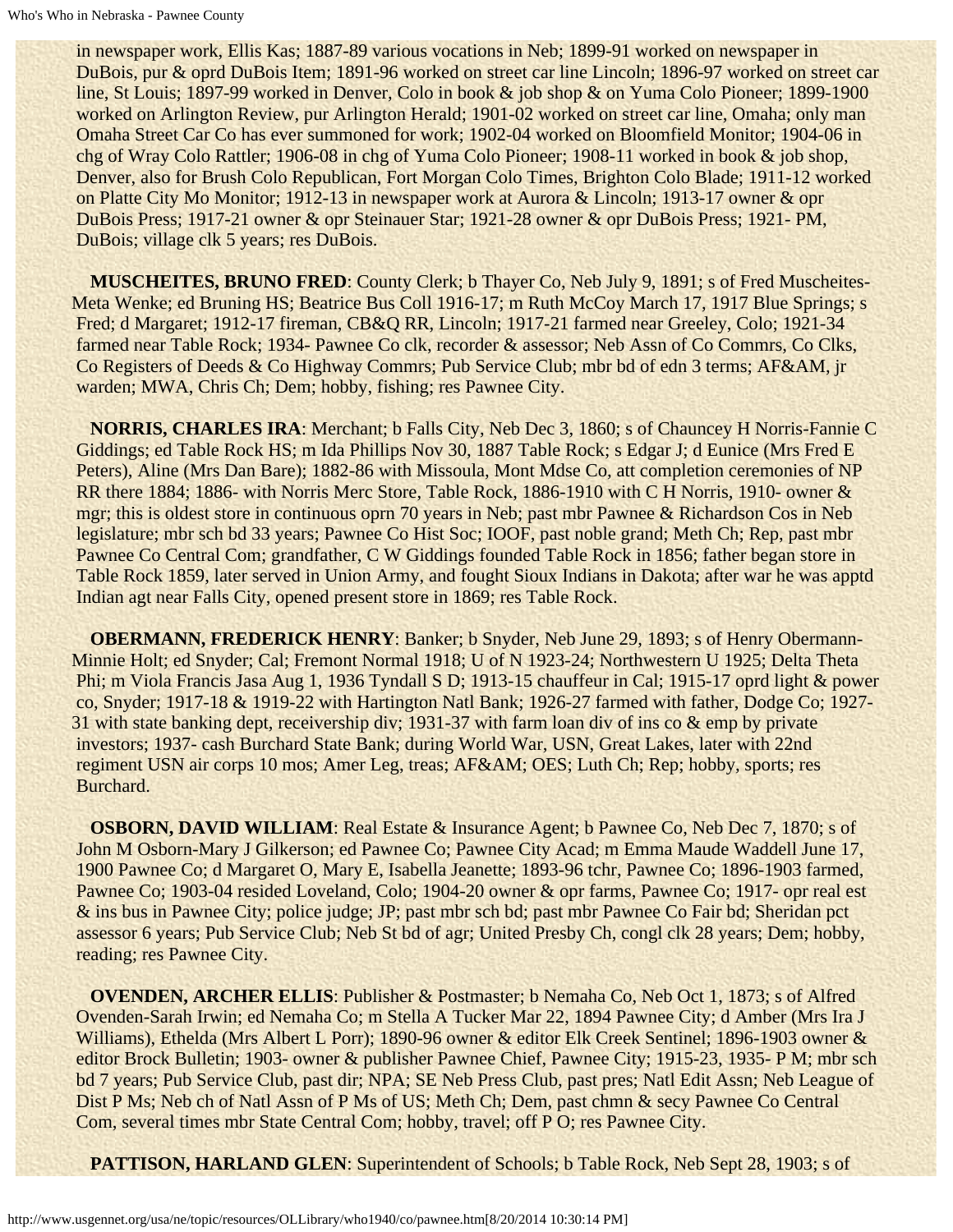in newspaper work, Ellis Kas; 1887-89 various vocations in Neb; 1899-91 worked on newspaper in DuBois, pur & oprd DuBois Item; 1891-96 worked on street car line Lincoln; 1896-97 worked on street car line, St Louis; 1897-99 worked in Denver, Colo in book & job shop & on Yuma Colo Pioneer; 1899-1900 worked on Arlington Review, pur Arlington Herald; 1901-02 worked on street car line, Omaha; only man Omaha Street Car Co has ever summoned for work; 1902-04 worked on Bloomfield Monitor; 1904-06 in chg of Wray Colo Rattler; 1906-08 in chg of Yuma Colo Pioneer; 1908-11 worked in book & job shop, Denver, also for Brush Colo Republican, Fort Morgan Colo Times, Brighton Colo Blade; 1911-12 worked on Platte City Mo Monitor; 1912-13 in newspaper work at Aurora & Lincoln; 1913-17 owner & opr DuBois Press; 1917-21 owner & opr Steinauer Star; 1921-28 owner & opr DuBois Press; 1921- PM, DuBois; village clk 5 years; res DuBois.

**MUSCHEITES, BRUNO FRED**: County Clerk; b Thayer Co, Neb July 9, 1891; s of Fred Muscheites-Meta Wenke; ed Bruning HS; Beatrice Bus Coll 1916-17; m Ruth McCoy March 17, 1917 Blue Springs; s Fred; d Margaret; 1912-17 fireman, CB&Q RR, Lincoln; 1917-21 farmed near Greeley, Colo; 1921-34 farmed near Table Rock; 1934- Pawnee Co clk, recorder & assessor; Neb Assn of Co Commrs, Co Clks, Co Registers of Deeds & Co Highway Commrs; Pub Service Club; mbr bd of edn 3 terms; AF&AM, jr warden; MWA, Chris Ch; Dem; hobby, fishing; res Pawnee City.

**NORRIS, CHARLES IRA**: Merchant; b Falls City, Neb Dec 3, 1860; s of Chauncey H Norris-Fannie C Giddings; ed Table Rock HS; m Ida Phillips Nov 30, 1887 Table Rock; s Edgar J; d Eunice (Mrs Fred E Peters), Aline (Mrs Dan Bare); 1882-86 with Missoula, Mont Mdse Co, att completion ceremonies of NP RR there 1884; 1886- with Norris Merc Store, Table Rock, 1886-1910 with C H Norris, 1910- owner & mgr; this is oldest store in continuous oprn 70 years in Neb; past mbr Pawnee & Richardson Cos in Neb legislature; mbr sch bd 33 years; Pawnee Co Hist Soc; IOOF, past noble grand; Meth Ch; Rep, past mbr Pawnee Co Central Com; grandfather, C W Giddings founded Table Rock in 1856; father began store in Table Rock 1859, later served in Union Army, and fought Sioux Indians in Dakota; after war he was apptd Indian agt near Falls City, opened present store in 1869; res Table Rock.

**OBERMANN, FREDERICK HENRY**: Banker; b Snyder, Neb June 29, 1893; s of Henry Obermann-Minnie Holt; ed Snyder; Cal; Fremont Normal 1918; U of N 1923-24; Northwestern U 1925; Delta Theta Phi; m Viola Francis Jasa Aug 1, 1936 Tyndall S D; 1913-15 chauffeur in Cal; 1915-17 oprd light & power co, Snyder; 1917-18 & 1919-22 with Hartington Natl Bank; 1926-27 farmed with father, Dodge Co; 1927-31 with state banking dept, receivership div; 1931-37 with farm loan div of ins co & emp by private investors; 1937- cash Burchard State Bank; during World War, USN, Great Lakes, later with 22nd regiment USN air corps 10 mos; Amer Leg, treas; AF&AM; OES; Luth Ch; Rep; hobby, sports; res Burchard.

**OSBORN, DAVID WILLIAM**: Real Estate & Insurance Agent; b Pawnee Co, Neb Dec 7, 1870; s of John M Osborn-Mary J Gilkerson; ed Pawnee Co; Pawnee City Acad; m Emma Maude Waddell June 17, 1900 Pawnee Co; d Margaret O, Mary E, Isabella Jeanette; 1893-96 tchr, Pawnee Co; 1896-1903 farmed, Pawnee Co; 1903-04 resided Loveland, Colo; 1904-20 owner & opr farms, Pawnee Co; 1917- opr real est & ins bus in Pawnee City; police judge; JP; past mbr sch bd; past mbr Pawnee Co Fair bd; Sheridan pct assessor 6 years; Pub Service Club; Neb St bd of agr; United Presby Ch, congl clk 28 years; Dem; hobby, reading; res Pawnee City.

**OVENDEN, ARCHER ELLIS**: Publisher & Postmaster; b Nemaha Co, Neb Oct 1, 1873; s of Alfred Ovenden-Sarah Irwin; ed Nemaha Co; m Stella A Tucker Mar 22, 1894 Pawnee City; d Amber (Mrs Ira J Williams), Ethelda (Mrs Albert L Porr); 1890-96 owner & editor Elk Creek Sentinel; 1896-1903 owner & editor Brock Bulletin; 1903- owner & publisher Pawnee Chief, Pawnee City; 1915-23, 1935- P M; mbr sch bd 7 years; Pub Service Club, past dir; NPA; SE Neb Press Club, past pres; Natl Edit Assn; Neb League of Dist P Ms; Neb ch of Natl Assn of P Ms of US; Meth Ch; Dem, past chmn & secy Pawnee Co Central Com, several times mbr State Central Com; hobby, travel; off P O; res Pawnee City.

**PATTISON, HARLAND GLEN**: Superintendent of Schools; b Table Rock, Neb Sept 28, 1903; s of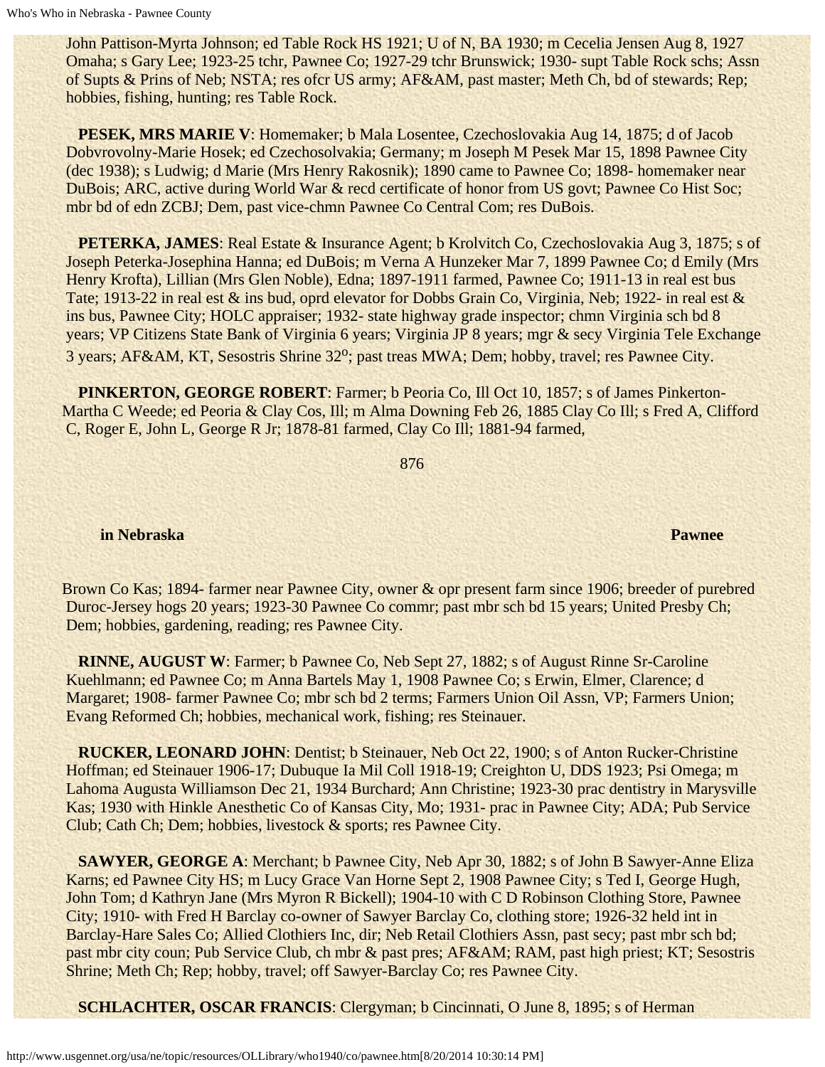John Pattison-Myrta Johnson; ed Table Rock HS 1921; U of N, BA 1930; m Cecelia Jensen Aug 8, 1927 Omaha; s Gary Lee; 1923-25 tchr, Pawnee Co; 1927-29 tchr Brunswick; 1930- supt Table Rock schs; Assn of Supts & Prins of Neb; NSTA; res ofcr US army; AF&AM, past master; Meth Ch, bd of stewards; Rep; hobbies, fishing, hunting; res Table Rock.

**PESEK, MRS MARIE V**: Homemaker; b Mala Losentee, Czechoslovakia Aug 14, 1875; d of Jacob Dobvrovolny-Marie Hosek; ed Czechosolvakia; Germany; m Joseph M Pesek Mar 15, 1898 Pawnee City (dec 1938); s Ludwig; d Marie (Mrs Henry Rakosnik); 1890 came to Pawnee Co; 1898- homemaker near DuBois; ARC, active during World War & recd certificate of honor from US govt; Pawnee Co Hist Soc; mbr bd of edn ZCBJ; Dem, past vice-chmn Pawnee Co Central Com; res DuBois.

**PETERKA, JAMES**: Real Estate & Insurance Agent; b Krolvitch Co, Czechoslovakia Aug 3, 1875; s of Joseph Peterka-Josephina Hanna; ed DuBois; m Verna A Hunzeker Mar 7, 1899 Pawnee Co; d Emily (Mrs Henry Krofta), Lillian (Mrs Glen Noble), Edna; 1897-1911 farmed, Pawnee Co; 1911-13 in real est bus Tate; 1913-22 in real est & ins bud, oprd elevator for Dobbs Grain Co, Virginia, Neb; 1922- in real est & ins bus, Pawnee City; HOLC appraiser; 1932- state highway grade inspector; chmn Virginia sch bd 8 years; VP Citizens State Bank of Virginia 6 years; Virginia JP 8 years; mgr & secy Virginia Tele Exchange 3 years; AF&AM, KT, Sesostris Shrine 32°; past treas MWA; Dem; hobby, travel; res Pawnee City.

**PINKERTON, GEORGE ROBERT**: Farmer; b Peoria Co, Ill Oct 10, 1857; s of James Pinkerton-Martha C Weede; ed Peoria & Clay Cos, Ill; m Alma Downing Feb 26, 1885 Clay Co Ill; s Fred A, Clifford C, Roger E, John L, George R Jr; 1878-81 farmed, Clay Co Ill; 1881-94 farmed, Brown Co Kas; 1894- farmer near Pawnee City, owner & opr present farm since 1906; breeder of purebred Duroc-Jersey hogs 20 years; 1923-30 Pawnee Co commr; past mbr sch bd 15 years; United Presby Ch; Dem; hobbies, gardening, reading; res Pawnee City.

**RINNE, AUGUST W**: Farmer; b Pawnee Co, Neb Sept 27, 1882; s of August Rinne Sr-Caroline Kuehlmann; ed Pawnee Co; m Anna Bartels May 1, 1908 Pawnee Co; s Erwin, Elmer, Clarence; d Margaret; 1908- farmer Pawnee Co; mbr sch bd 2 terms; Farmers Union Oil Assn, VP; Farmers Union; Evang Reformed Ch; hobbies, mechanical work, fishing; res Steinauer.

**RUCKER, LEONARD JOHN**: Dentist; b Steinauer, Neb Oct 22, 1900; s of Anton Rucker-Christine Hoffman; ed Steinauer 1906-17; Dubuque Ia Mil Coll 1918-19; Creighton U, DDS 1923; Psi Omega; m Lahoma Augusta Williamson Dec 21, 1934 Burchard; Ann Christine; 1923-30 prac dentistry in Marysville Kas; 1930 with Hinkle Anesthetic Co of Kansas City, Mo; 1931- prac in Pawnee City; ADA; Pub Service Club; Cath Ch; Dem; hobbies, livestock & sports; res Pawnee City.

**SAWYER, GEORGE A**: Merchant; b Pawnee City, Neb Apr 30, 1882; s of John B Sawyer-Anne Eliza Karns; ed Pawnee City HS; m Lucy Grace Van Horne Sept 2, 1908 Pawnee City; s Ted I, George Hugh, John Tom; d Kathryn Jane (Mrs Myron R Bickell); 1904-10 with C D Robinson Clothing Store, Pawnee City; 1910- with Fred H Barclay co-owner of Sawyer Barclay Co, clothing store; 1926-32 held int in Barclay-Hare Sales Co; Allied Clothiers Inc, dir; Neb Retail Clothiers Assn, past secy; past mbr sch bd; past mbr city coun; Pub Service Club, ch mbr & past pres; AF&AM; RAM, past high priest; KT; Sesostris Shrine; Meth Ch; Rep; hobby, travel; off Sawyer-Barclay Co; res Pawnee City.

**SCHLACHTER, OSCAR FRANCIS**: Clergyman; b Cincinnati, O June 8, 1895; s of Herman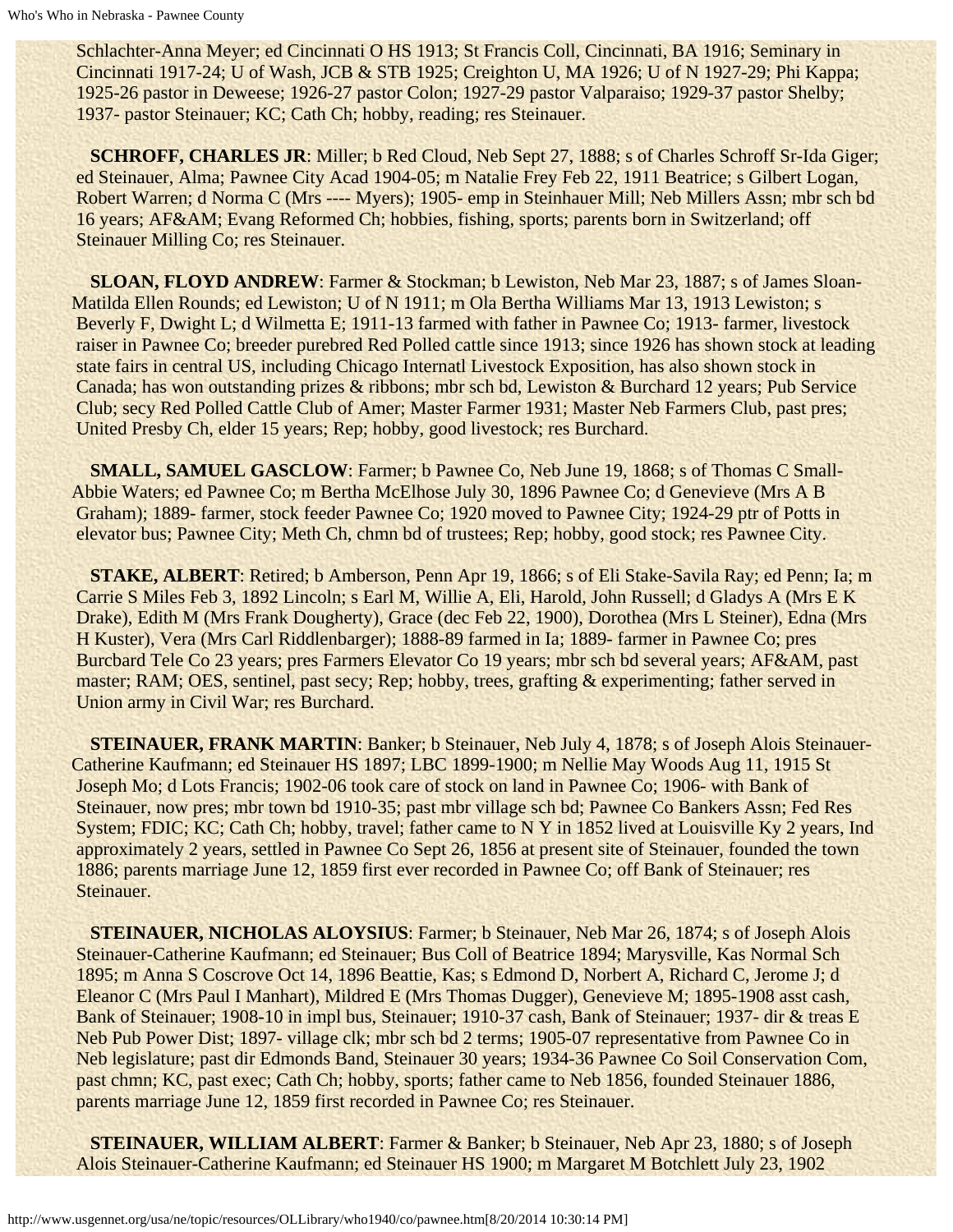Schlachter-Anna Meyer; ed Cincinnati O HS 1913; St Francis Coll, Cincinnati, BA 1916; Seminary in Cincinnati 1917-24; U of Wash, JCB & STB 1925; Creighton U, MA 1926; U of N 1927-29; Phi Kappa; 1925-26 pastor in Deweese; 1926-27 pastor Colon; 1927-29 pastor Valparaiso; 1929-37 pastor Shelby; 1937- pastor Steinauer; KC; Cath Ch; hobby, reading; res Steinauer.

**SCHROFF, CHARLES JR**: Miller; b Red Cloud, Neb Sept 27, 1888; s of Charles Schroff Sr-Ida Giger; ed Steinauer, Alma; Pawnee City Acad 1904-05; m Natalie Frey Feb 22, 1911 Beatrice; s Gilbert Logan, Robert Warren; d Norma C (Mrs ---- Myers); 1905- emp in Steinhauer Mill; Neb Millers Assn; mbr sch bd 16 years; AF&AM; Evang Reformed Ch; hobbies, fishing, sports; parents born in Switzerland; off Steinauer Milling Co; res Steinauer.

**SLOAN, FLOYD ANDREW**: Farmer & Stockman; b Lewiston, Neb Mar 23, 1887; s of James Sloan-Matilda Ellen Rounds; ed Lewiston; U of N 1911; m Ola Bertha Williams Mar 13, 1913 Lewiston; s Beverly F, Dwight L; d Wilmetta E; 1911-13 farmed with father in Pawnee Co; 1913- farmer, livestock raiser in Pawnee Co; breeder purebred Red Polled cattle since 1913; since 1926 has shown stock at leading state fairs in central US, including Chicago Internatl Livestock Exposition, has also shown stock in Canada; has won outstanding prizes & ribbons; mbr sch bd, Lewiston & Burchard 12 years; Pub Service Club; secy Red Polled Cattle Club of Amer; Master Farmer 1931; Master Neb Farmers Club, past pres; United Presby Ch, elder 15 years; Rep; hobby, good livestock; res Burchard.

**SMALL, SAMUEL GASCLOW**: Farmer; b Pawnee Co, Neb June 19, 1868; s of Thomas C Small-Abbie Waters; ed Pawnee Co; m Bertha McElhose July 30, 1896 Pawnee Co; d Genevieve (Mrs A B Graham); 1889- farmer, stock feeder Pawnee Co; 1920 moved to Pawnee City; 1924-29 ptr of Potts in elevator bus; Pawnee City; Meth Ch, chmn bd of trustees; Rep; hobby, good stock; res Pawnee City.

**STAKE, ALBERT**: Retired; b Amberson, Penn Apr 19, 1866; s of Eli Stake-Savila Ray; ed Penn; Ia; m Carrie S Miles Feb 3, 1892 Lincoln; s Earl M, Willie A, Eli, Harold, John Russell; d Gladys A (Mrs E K Drake), Edith M (Mrs Frank Dougherty), Grace (dec Feb 22, 1900), Dorothea (Mrs L Steiner), Edna (Mrs H Kuster), Vera (Mrs Carl Riddlenbarger); 1888-89 farmed in Ia; 1889- farmer in Pawnee Co; pres Burcbard Tele Co 23 years; pres Farmers Elevator Co 19 years; mbr sch bd several years; AF&AM, past master; RAM; OES, sentinel, past secy; Rep; hobby, trees, grafting & experimenting; father served in Union army in Civil War; res Burchard.

**STEINAUER, FRANK MARTIN**: Banker; b Steinauer, Neb July 4, 1878; s of Joseph Alois Steinauer-Catherine Kaufmann; ed Steinauer HS 1897; LBC 1899-1900; m Nellie May Woods Aug 11, 1915 St Joseph Mo; d Lots Francis; 1902-06 took care of stock on land in Pawnee Co; 1906- with Bank of Steinauer, now pres; mbr town bd 1910-35; past mbr village sch bd; Pawnee Co Bankers Assn; Fed Res System; FDIC; KC; Cath Ch; hobby, travel; father came to N Y in 1852 lived at Louisville Ky 2 years, Ind approximately 2 years, settled in Pawnee Co Sept 26, 1856 at present site of Steinauer, founded the town 1886; parents marriage June 12, 1859 first ever recorded in Pawnee Co; off Bank of Steinauer; res Steinauer.

**STEINAUER, NICHOLAS ALOYSIUS**: Farmer; b Steinauer, Neb Mar 26, 1874; s of Joseph Alois Steinauer-Catherine Kaufmann; ed Steinauer; Bus Coll of Beatrice 1894; Marysville, Kas Normal Sch 1895; m Anna S Coscrove Oct 14, 1896 Beattie, Kas; s Edmond D, Norbert A, Richard C, Jerome J; d Eleanor C (Mrs Paul I Manhart), Mildred E (Mrs Thomas Dugger), Genevieve M; 1895-1908 asst cash, Bank of Steinauer; 1908-10 in impl bus, Steinauer; 1910-37 cash, Bank of Steinauer; 1937- dir & treas E Neb Pub Power Dist; 1897- village clk; mbr sch bd 2 terms; 1905-07 representative from Pawnee Co in Neb legislature; past dir Edmonds Band, Steinauer 30 years; 1934-36 Pawnee Co Soil Conservation Com, past chmn; KC, past exec; Cath Ch; hobby, sports; father came to Neb 1856, founded Steinauer 1886, parents marriage June 12, 1859 first recorded in Pawnee Co; res Steinauer.

**STEINAUER, WILLIAM ALBERT**: Farmer & Banker; b Steinauer, Neb Apr 23, 1880; s of Joseph Alois Steinauer-Catherine Kaufmann; ed Steinauer HS 1900; m Margaret M Botchlett July 23, 1902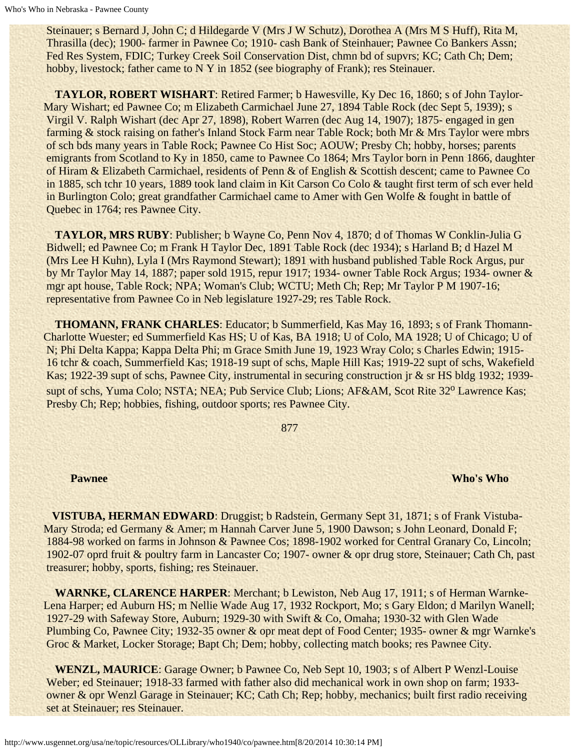Steinauer; s Bernard J, John C; d Hildegarde V (Mrs J W Schutz), Dorothea A (Mrs M S Huff), Rita M, Thrasilla (dec); 1900- farmer in Pawnee Co; 1910- cash Bank of Steinhauer; Pawnee Co Bankers Assn; Fed Res System, FDIC; Turkey Creek Soil Conservation Dist, chmn bd of supvrs; KC; Cath Ch; Dem; hobby, livestock; father came to N Y in 1852 (see biography of Frank); res Steinauer.

**TAYLOR, ROBERT WISHART**: Retired Farmer; b Hawesville, Ky Dec 16, 1860; s of John Taylor-Mary Wishart; ed Pawnee Co; m Elizabeth Carmichael June 27, 1894 Table Rock (dec Sept 5, 1939); s Virgil V. Ralph Wishart (dec Apr 27, 1898), Robert Warren (dec Aug 14, 1907); 1875- engaged in gen farming & stock raising on father's Inland Stock Farm near Table Rock; both Mr & Mrs Taylor were mbrs of sch bds many years in Table Rock; Pawnee Co Hist Soc; AOUW; Presby Ch; hobby, horses; parents emigrants from Scotland to Ky in 1850, came to Pawnee Co 1864; Mrs Taylor born in Penn 1866, daughter of Hiram & Elizabeth Carmichael, residents of Penn & of English & Scottish descent; came to Pawnee Co in 1885, sch tchr 10 years, 1889 took land claim in Kit Carson Co Colo & taught first term of sch ever held in Burlington Colo; great grandfather Carmichael came to Amer with Gen Wolfe & fought in battle of Quebec in 1764; res Pawnee City.

**TAYLOR, MRS RUBY**: Publisher; b Wayne Co, Penn Nov 4, 1870; d of Thomas W Conklin-Julia G Bidwell; ed Pawnee Co; m Frank H Taylor Dec, 1891 Table Rock (dec 1934); s Harland B; d Hazel M (Mrs Lee H Kuhn), Lyla I (Mrs Raymond Stewart); 1891 with husband published Table Rock Argus, pur by Mr Taylor May 14, 1887; paper sold 1915, repur 1917; 1934- owner Table Rock Argus; 1934- owner & mgr apt house, Table Rock; NPA; Woman's Club; WCTU; Meth Ch; Rep; Mr Taylor P M 1907-16; representative from Pawnee Co in Neb legislature 1927-29; res Table Rock.

**THOMANN, FRANK CHARLES**: Educator; b Summerfield, Kas May 16, 1893; s of Frank Thomann-Charlotte Wuester; ed Summerfield Kas HS; U of Kas, BA 1918; U of Colo, MA 1928; U of Chicago; U of N; Phi Delta Kappa; Kappa Delta Phi; m Grace Smith June 19, 1923 Wray Colo; s Charles Edwin; 1915-16 tchr & coach, Summerfield Kas; 1918-19 supt of schs, Maple Hill Kas; 1919-22 supt of schs, Wakefield Kas; 1922-39 supt of schs, Pawnee City, instrumental in securing construction jr & sr HS bldg 1932; 1939- supt of schs, Yuma Colo; NSTA; NEA; Pub Service Club; Lions; AF&AM, Scot Rite 32° Lawrence Kas; Presby Ch; Rep; hobbies, fishing, outdoor sports; res Pawnee City.

**VISTUBA, HERMAN EDWARD**: Druggist; b Radstein, Germany Sept 31, 1871; s of Frank Vistuba-Mary Stroda; ed Germany & Amer; m Hannah Carver June 5, 1900 Dawson; s John Leonard, Donald F; 1884-98 worked on farms in Johnson & Pawnee Cos; 1898-1902 worked for Central Granary Co, Lincoln; 1902-07 oprd fruit & poultry farm in Lancaster Co; 1907- owner & opr drug store, Steinauer; Cath Ch, past treasurer; hobby, sports, fishing; res Steinauer.

**WARNKE, CLARENCE HARPER**: Merchant; b Lewiston, Neb Aug 17, 1911; s of Herman Warnke-Lena Harper; ed Auburn HS; m Nellie Wade Aug 17, 1932 Rockport, Mo; s Gary Eldon; d Marilyn Wanell; 1927-29 with Safeway Store, Auburn; 1929-30 with Swift & Co, Omaha; 1930-32 with Glen Wade Plumbing Co, Pawnee City; 1932-35 owner & opr meat dept of Food Center; 1935- owner & mgr Warnke's Groc & Market, Locker Storage; Bapt Ch; Dem; hobby, collecting match books; res Pawnee City.

**WENZL, MAURICE**: Garage Owner; b Pawnee Co, Neb Sept 10, 1903; s of Albert P Wenzl-Louise Weber; ed Steinauer; 1918-33 farmed with father also did mechanical work in own shop on farm; 1933- owner & opr Wenzl Garage in Steinauer; KC; Cath Ch; Rep; hobby, mechanics; built first radio receiving set at Steinauer; res Steinauer.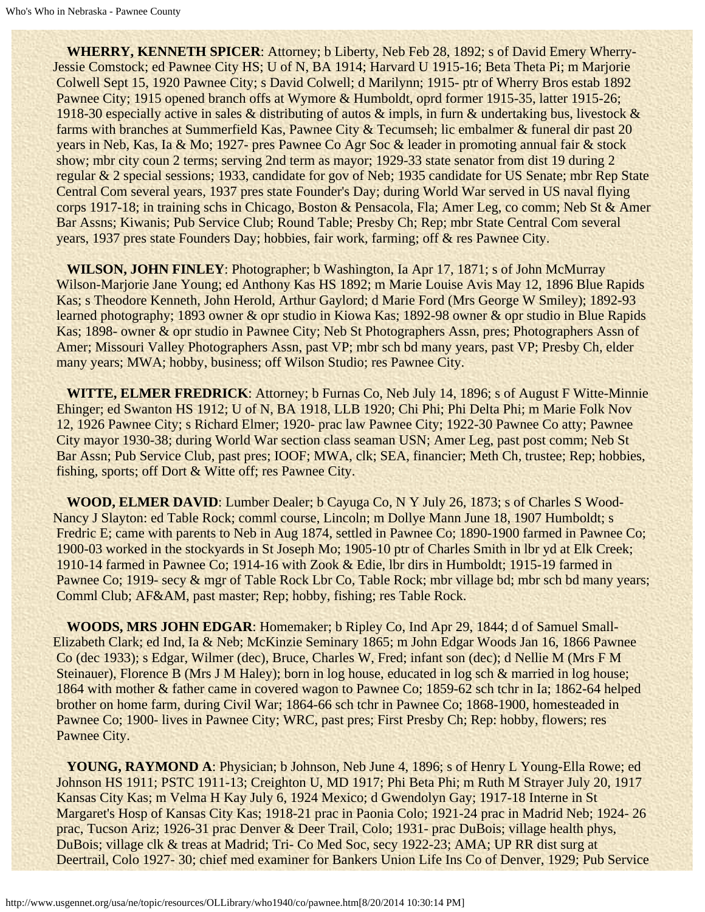**WHERRY, KENNETH SPICER**: Attorney; b Liberty, Neb Feb 28, 1892; s of David Emery Wherry-Jessie Comstock; ed Pawnee City HS; U of N, BA 1914; Harvard U 1915-16; Beta Theta Pi; m Marjorie Colwell Sept 15, 1920 Pawnee City; s David Colwell; d Marilynn; 1915- ptr of Wherry Bros estab 1892 Pawnee City; 1915 opened branch offs at Wymore & Humboldt, oprd former 1915-35, latter 1915-26; 1918-30 especially active in sales & distributing of autos & impls, in furn & undertaking bus, livestock & farms with branches at Summerfield Kas, Pawnee City & Tecumseh; lic embalmer & funeral dir past 20 years in Neb, Kas, Ia & Mo; 1927- pres Pawnee Co Agr Soc & leader in promoting annual fair & stock show; mbr city coun 2 terms; serving 2nd term as mayor; 1929-33 state senator from dist 19 during 2 regular & 2 special sessions; 1933, candidate for gov of Neb; 1935 candidate for US Senate; mbr Rep State Central Com several years, 1937 pres state Founder's Day; during World War served in US naval flying corps 1917-18; in training schs in Chicago, Boston & Pensacola, Fla; Amer Leg, co comm; Neb St & Amer Bar Assns; Kiwanis; Pub Service Club; Round Table; Presby Ch; Rep; mbr State Central Com several years, 1937 pres state Founders Day; hobbies, fair work, farming; off & res Pawnee City.

**WILSON, JOHN FINLEY**: Photographer; b Washington, Ia Apr 17, 1871; s of John McMurray Wilson-Marjorie Jane Young; ed Anthony Kas HS 1892; m Marie Louise Avis May 12, 1896 Blue Rapids Kas; s Theodore Kenneth, John Herold, Arthur Gaylord; d Marie Ford (Mrs George W Smiley); 1892-93 learned photography; 1893 owner & opr studio in Kiowa Kas; 1892-98 owner & opr studio in Blue Rapids Kas; 1898- owner & opr studio in Pawnee City; Neb St Photographers Assn, pres; Photographers Assn of Amer; Missouri Valley Photographers Assn, past VP; mbr sch bd many years, past VP; Presby Ch, elder many years; MWA; hobby, business; off Wilson Studio; res Pawnee City.

**WITTE, ELMER FREDRICK**: Attorney; b Furnas Co, Neb July 14, 1896; s of August F Witte-Minnie Ehinger; ed Swanton HS 1912; U of N, BA 1918, LLB 1920; Chi Phi; Phi Delta Phi; m Marie Folk Nov 12, 1926 Pawnee City; s Richard Elmer; 1920- prac law Pawnee City; 1922-30 Pawnee Co atty; Pawnee City mayor 1930-38; during World War section class seaman USN; Amer Leg, past post comm; Neb St Bar Assn; Pub Service Club, past pres; IOOF; MWA, clk; SEA, financier; Meth Ch, trustee; Rep; hobbies, fishing, sports; off Dort & Witte off; res Pawnee City.

**WOOD, ELMER DAVID**: Lumber Dealer; b Cayuga Co, N Y July 26, 1873; s of Charles S Wood-Nancy J Slayton: ed Table Rock; comml course, Lincoln; m Dollye Mann June 18, 1907 Humboldt; s Fredric E; came with parents to Neb in Aug 1874, settled in Pawnee Co; 1890-1900 farmed in Pawnee Co; 1900-03 worked in the stockyards in St Joseph Mo; 1905-10 ptr of Charles Smith in lbr yd at Elk Creek; 1910-14 farmed in Pawnee Co; 1914-16 with Zook & Edie, lbr dirs in Humboldt; 1915-19 farmed in Pawnee Co; 1919- secy & mgr of Table Rock Lbr Co, Table Rock; mbr village bd; mbr sch bd many years; Comml Club; AF&AM, past master; Rep; hobby, fishing; res Table Rock.

**WOODS, MRS JOHN EDGAR**: Homemaker; b Ripley Co, Ind Apr 29, 1844; d of Samuel Small-Elizabeth Clark; ed Ind, Ia & Neb; McKinzie Seminary 1865; m John Edgar Woods Jan 16, 1866 Pawnee Co (dec 1933); s Edgar, Wilmer (dec), Bruce, Charles W, Fred; infant son (dec); d Nellie M (Mrs F M Steinauer), Florence B (Mrs J M Haley); born in log house, educated in log sch & married in log house; 1864 with mother & father came in covered wagon to Pawnee Co; 1859-62 sch tchr in Ia; 1862-64 helped brother on home farm, during Civil War; 1864-66 sch tchr in Pawnee Co; 1868-1900, homesteaded in Pawnee Co; 1900- lives in Pawnee City; WRC, past pres; First Presby Ch; Rep: hobby, flowers; res Pawnee City.

**YOUNG, RAYMOND A**: Physician; b Johnson, Neb June 4, 1896; s of Henry L Young-Ella Rowe; ed Johnson HS 1911; PSTC 1911-13; Creighton U, MD 1917; Phi Beta Phi; m Ruth M Strayer July 20, 1917 Kansas City Kas; m Velma H Kay July 6, 1924 Mexico; d Gwendolyn Gay; 1917-18 Interne in St Margaret's Hosp of Kansas City Kas; 1918-21 prac in Paonia Colo; 1921-24 prac in Madrid Neb; 1924- 26 prac, Tucson Ariz; 1926-31 prac Denver & Deer Trail, Colo; 1931- prac DuBois; village health phys, DuBois; village clk & treas at Madrid; Tri- Co Med Soc, secy 1922-23; AMA; UP RR dist surg at Deertrail, Colo 1927- 30; chief med examiner for Bankers Union Life Ins Co of Denver, 1929; Pub Service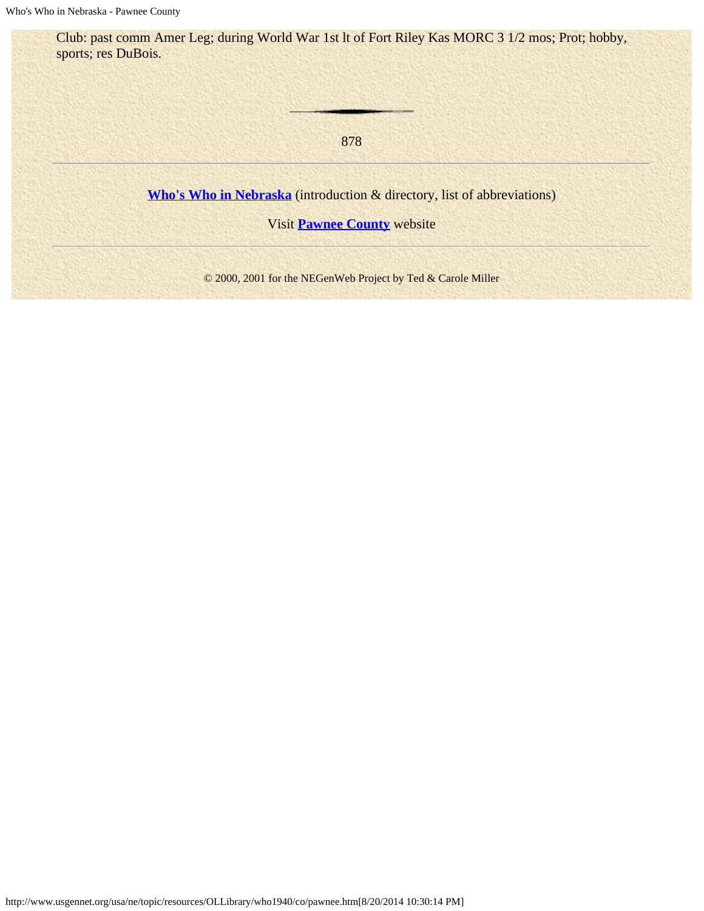Club: past comm Amer Leg; during World War 1st lt of Fort Riley Kas MORC 3 1/2 mos; Prot; hobby, sports; res DuBois.

878

---

**Who's Who in Nebraska** (introduction & directory, list of abbreviations)

Visit **Pawnee County** website

---

© 2000, 2001 for the NEGenWeb Project by Ted & Carole Miller